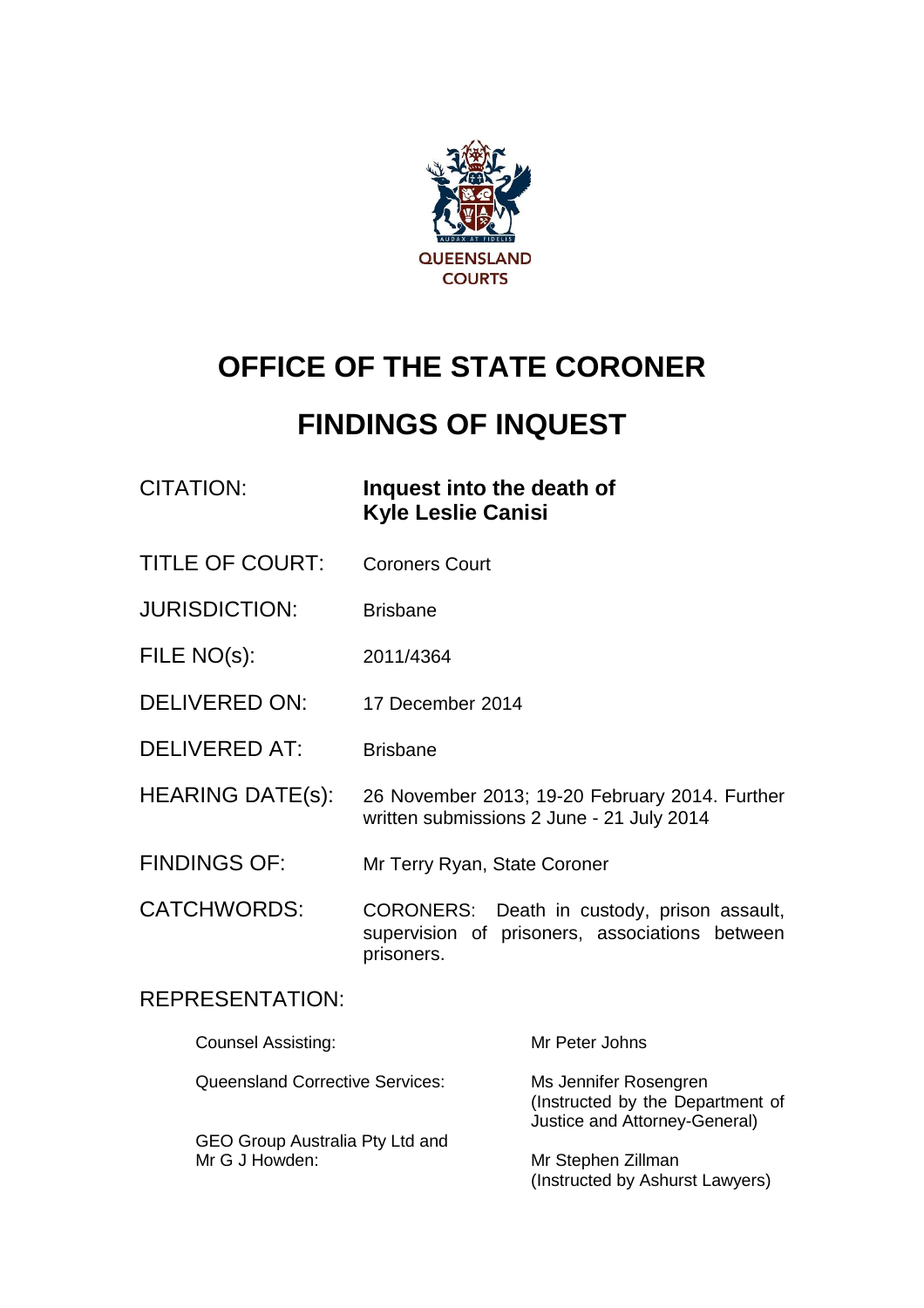QUEENSLAND COURTS

# OFFICE OF THE STATE CORONER

# FINDINGS OF INQUEST

| | |
|---|---|
| CITATION: | **Inquest into the death of Kyle Leslie Canisi** |
| TITLE OF COURT: | Coroners Court |
| JURISDICTION: | Brisbane |
| FILE NO(s): | 2011/4364 |
| DELIVERED ON: | 17 December 2014 |
| DELIVERED AT: | Brisbane |
| HEARING DATE(s): | 26 November 2013; 19-20 February 2014. Further written submissions 2 June - 21 July 2014 |
| FINDINGS OF: | Mr Terry Ryan, State Coroner |
| CATCHWORDS: | CORONERS: Death in custody, prison assault, supervision of prisoners, associations between prisoners. |

REPRESENTATION:

| | |
|---|---|
| Counsel Assisting: | Mr Peter Johns |
| Queensland Corrective Services: | Ms Jennifer Rosengren (Instructed by the Department of Justice and Attorney-General) |
| GEO Group Australia Pty Ltd and Mr G J Howden: | Mr Stephen Zillman (Instructed by Ashurst Lawyers) |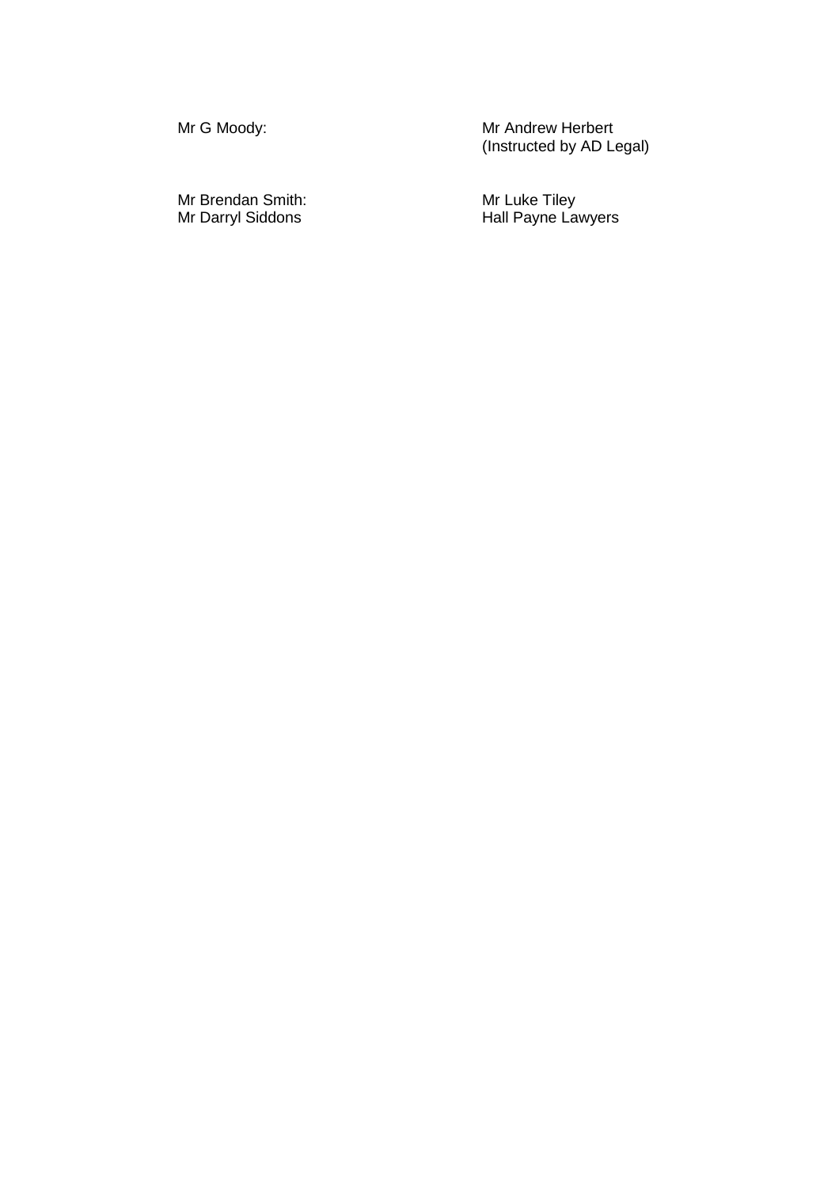| | |
|---|---|
| Mr G Moody: | Mr Andrew Herbert<br>(Instructed by AD Legal) |
| Mr Brendan Smith:<br>Mr Darryl Siddons | Mr Luke Tiley<br>Hall Payne Lawyers |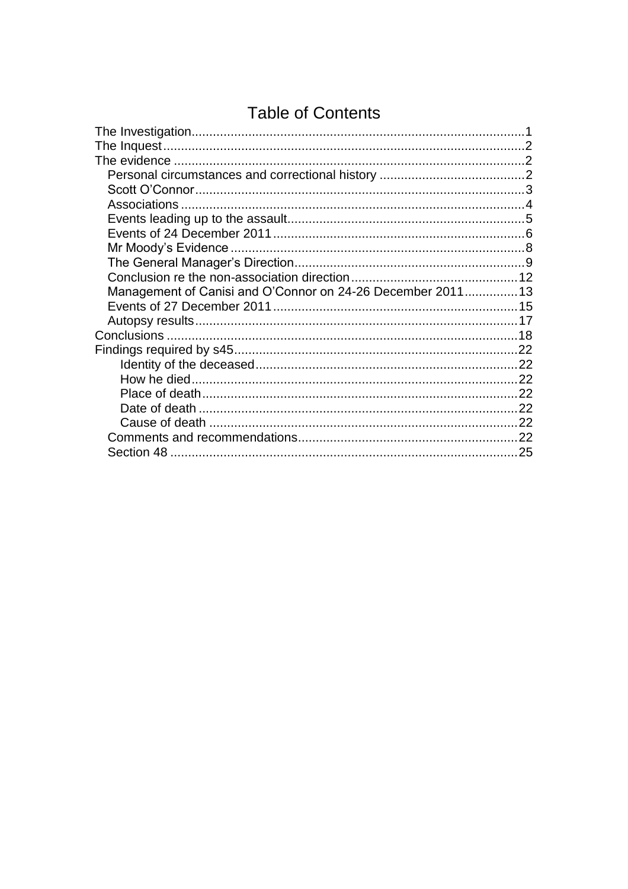# Table of Contents

- The Investigation....1
- The Inquest....2
- The evidence....2
  - Personal circumstances and correctional history....2
  - Scott O'Connor....3
  - Associations....4
  - Events leading up to the assault....5
  - Events of 24 December 2011....6
  - Mr Moody's Evidence....8
  - The General Manager's Direction....9
  - Conclusion re the non-association direction....12
  - Management of Canisi and O'Connor on 24-26 December 2011....13
  - Events of 27 December 2011....15
  - Autopsy results....17
- Conclusions....18
- Findings required by s45....22
    - Identity of the deceased....22
    - How he died....22
    - Place of death....22
    - Date of death....22
    - Cause of death....22
  - Comments and recommendations....22
  - Section 48....25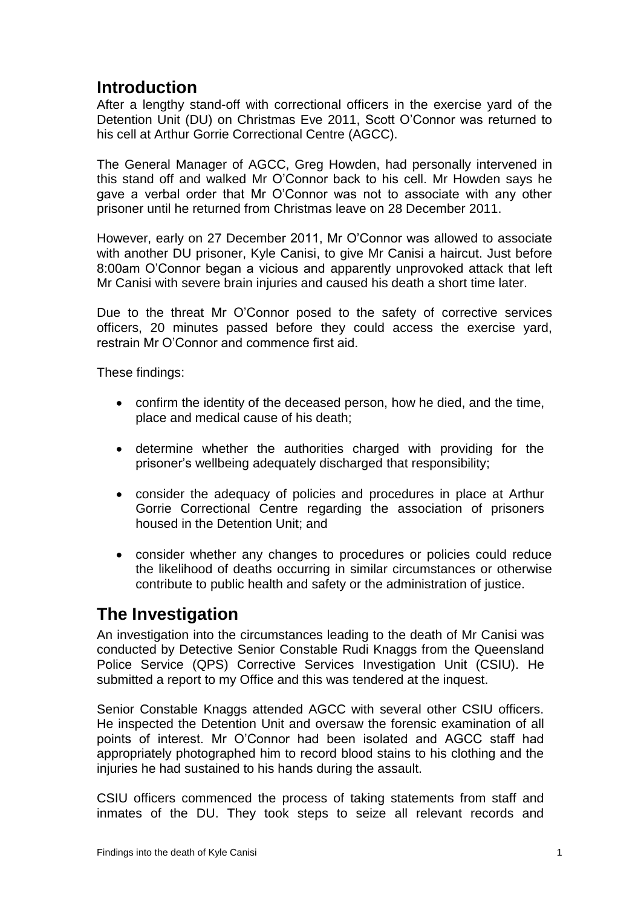## Introduction

After a lengthy stand-off with correctional officers in the exercise yard of the Detention Unit (DU) on Christmas Eve 2011, Scott O'Connor was returned to his cell at Arthur Gorrie Correctional Centre (AGCC).

The General Manager of AGCC, Greg Howden, had personally intervened in this stand off and walked Mr O'Connor back to his cell. Mr Howden says he gave a verbal order that Mr O'Connor was not to associate with any other prisoner until he returned from Christmas leave on 28 December 2011.

However, early on 27 December 2011, Mr O'Connor was allowed to associate with another DU prisoner, Kyle Canisi, to give Mr Canisi a haircut. Just before 8:00am O'Connor began a vicious and apparently unprovoked attack that left Mr Canisi with severe brain injuries and caused his death a short time later.

Due to the threat Mr O'Connor posed to the safety of corrective services officers, 20 minutes passed before they could access the exercise yard, restrain Mr O'Connor and commence first aid.

These findings:

- confirm the identity of the deceased person, how he died, and the time, place and medical cause of his death;
- determine whether the authorities charged with providing for the prisoner's wellbeing adequately discharged that responsibility;
- consider the adequacy of policies and procedures in place at Arthur Gorrie Correctional Centre regarding the association of prisoners housed in the Detention Unit; and
- consider whether any changes to procedures or policies could reduce the likelihood of deaths occurring in similar circumstances or otherwise contribute to public health and safety or the administration of justice.

## The Investigation

An investigation into the circumstances leading to the death of Mr Canisi was conducted by Detective Senior Constable Rudi Knaggs from the Queensland Police Service (QPS) Corrective Services Investigation Unit (CSIU). He submitted a report to my Office and this was tendered at the inquest.

Senior Constable Knaggs attended AGCC with several other CSIU officers. He inspected the Detention Unit and oversaw the forensic examination of all points of interest. Mr O'Connor had been isolated and AGCC staff had appropriately photographed him to record blood stains to his clothing and the injuries he had sustained to his hands during the assault.

CSIU officers commenced the process of taking statements from staff and inmates of the DU. They took steps to seize all relevant records and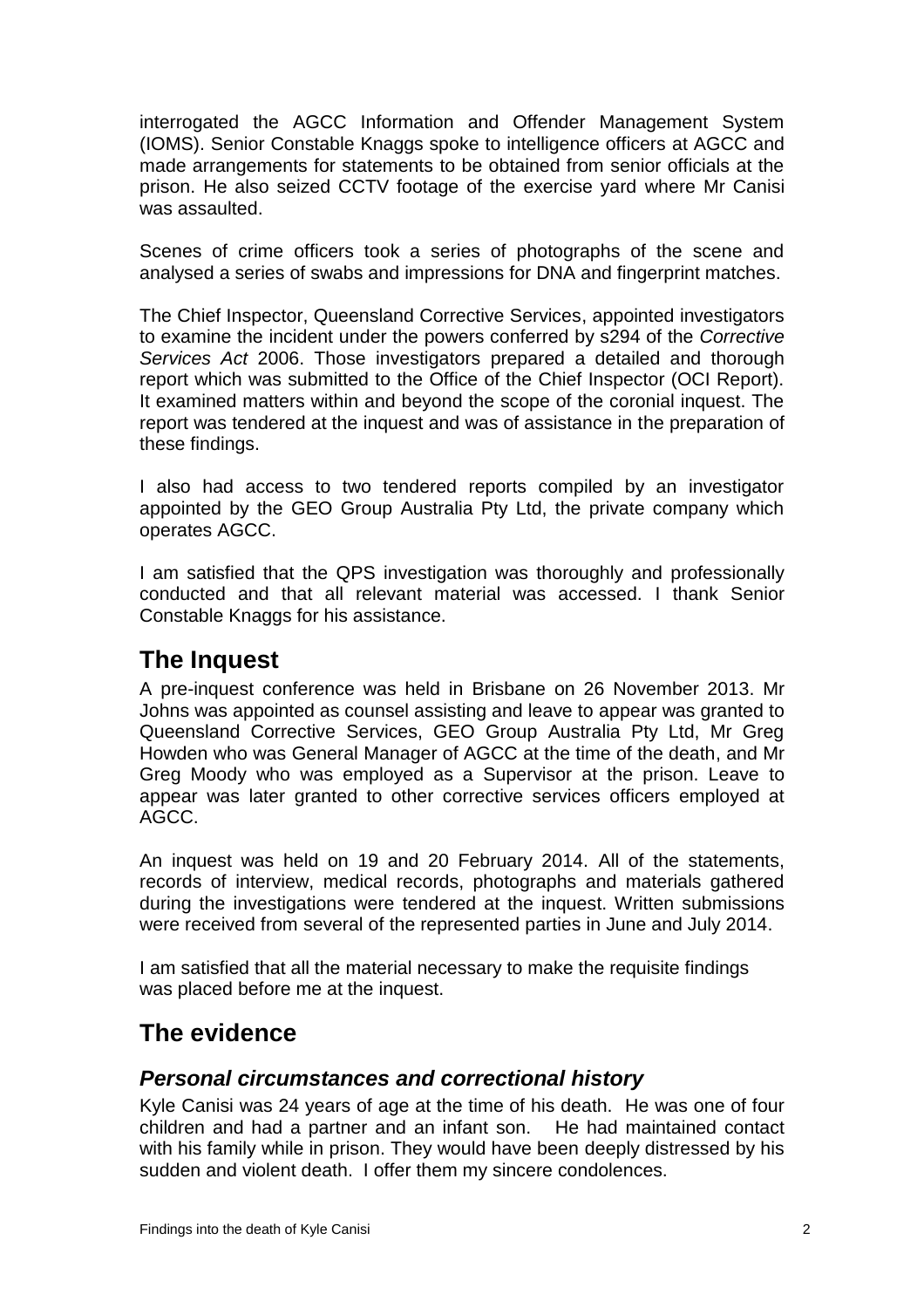interrogated the AGCC Information and Offender Management System (IOMS). Senior Constable Knaggs spoke to intelligence officers at AGCC and made arrangements for statements to be obtained from senior officials at the prison. He also seized CCTV footage of the exercise yard where Mr Canisi was assaulted.

Scenes of crime officers took a series of photographs of the scene and analysed a series of swabs and impressions for DNA and fingerprint matches.

The Chief Inspector, Queensland Corrective Services, appointed investigators to examine the incident under the powers conferred by s294 of the *Corrective Services Act* 2006. Those investigators prepared a detailed and thorough report which was submitted to the Office of the Chief Inspector (OCI Report). It examined matters within and beyond the scope of the coronial inquest. The report was tendered at the inquest and was of assistance in the preparation of these findings.

I also had access to two tendered reports compiled by an investigator appointed by the GEO Group Australia Pty Ltd, the private company which operates AGCC.

I am satisfied that the QPS investigation was thoroughly and professionally conducted and that all relevant material was accessed. I thank Senior Constable Knaggs for his assistance.

## The Inquest

A pre-inquest conference was held in Brisbane on 26 November 2013. Mr Johns was appointed as counsel assisting and leave to appear was granted to Queensland Corrective Services, GEO Group Australia Pty Ltd, Mr Greg Howden who was General Manager of AGCC at the time of the death, and Mr Greg Moody who was employed as a Supervisor at the prison. Leave to appear was later granted to other corrective services officers employed at AGCC.

An inquest was held on 19 and 20 February 2014. All of the statements, records of interview, medical records, photographs and materials gathered during the investigations were tendered at the inquest. Written submissions were received from several of the represented parties in June and July 2014.

I am satisfied that all the material necessary to make the requisite findings was placed before me at the inquest.

## The evidence

### *Personal circumstances and correctional history*

Kyle Canisi was 24 years of age at the time of his death. He was one of four children and had a partner and an infant son. He had maintained contact with his family while in prison. They would have been deeply distressed by his sudden and violent death. I offer them my sincere condolences.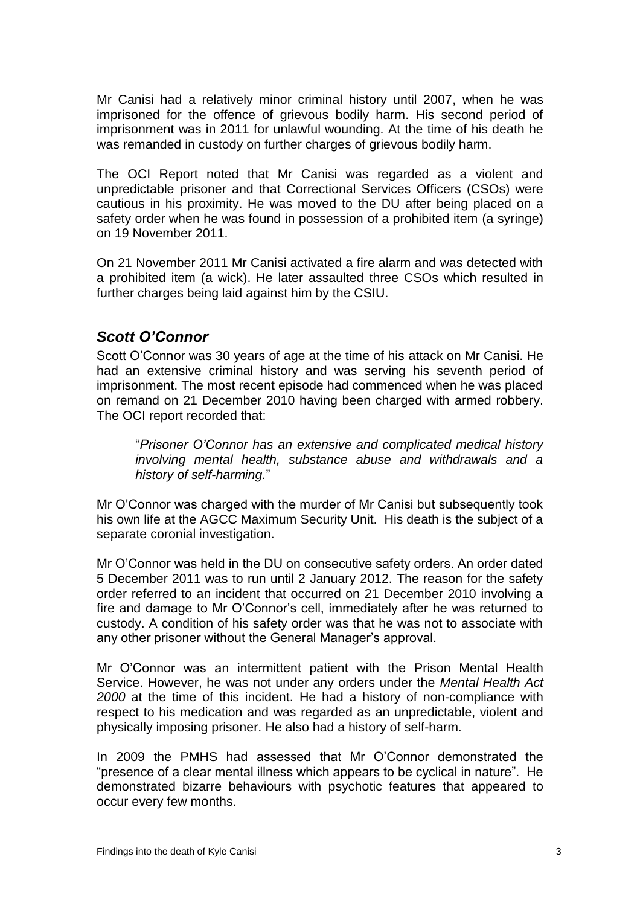Mr Canisi had a relatively minor criminal history until 2007, when he was imprisoned for the offence of grievous bodily harm. His second period of imprisonment was in 2011 for unlawful wounding. At the time of his death he was remanded in custody on further charges of grievous bodily harm.

The OCI Report noted that Mr Canisi was regarded as a violent and unpredictable prisoner and that Correctional Services Officers (CSOs) were cautious in his proximity. He was moved to the DU after being placed on a safety order when he was found in possession of a prohibited item (a syringe) on 19 November 2011.

On 21 November 2011 Mr Canisi activated a fire alarm and was detected with a prohibited item (a wick). He later assaulted three CSOs which resulted in further charges being laid against him by the CSIU.

## *Scott O'Connor*

Scott O'Connor was 30 years of age at the time of his attack on Mr Canisi. He had an extensive criminal history and was serving his seventh period of imprisonment. The most recent episode had commenced when he was placed on remand on 21 December 2010 having been charged with armed robbery. The OCI report recorded that:

> "*Prisoner O'Connor has an extensive and complicated medical history involving mental health, substance abuse and withdrawals and a history of self-harming.*"

Mr O'Connor was charged with the murder of Mr Canisi but subsequently took his own life at the AGCC Maximum Security Unit. His death is the subject of a separate coronial investigation.

Mr O'Connor was held in the DU on consecutive safety orders. An order dated 5 December 2011 was to run until 2 January 2012. The reason for the safety order referred to an incident that occurred on 21 December 2010 involving a fire and damage to Mr O'Connor's cell, immediately after he was returned to custody. A condition of his safety order was that he was not to associate with any other prisoner without the General Manager's approval.

Mr O'Connor was an intermittent patient with the Prison Mental Health Service. However, he was not under any orders under the *Mental Health Act 2000* at the time of this incident. He had a history of non-compliance with respect to his medication and was regarded as an unpredictable, violent and physically imposing prisoner. He also had a history of self-harm.

In 2009 the PMHS had assessed that Mr O'Connor demonstrated the "presence of a clear mental illness which appears to be cyclical in nature". He demonstrated bizarre behaviours with psychotic features that appeared to occur every few months.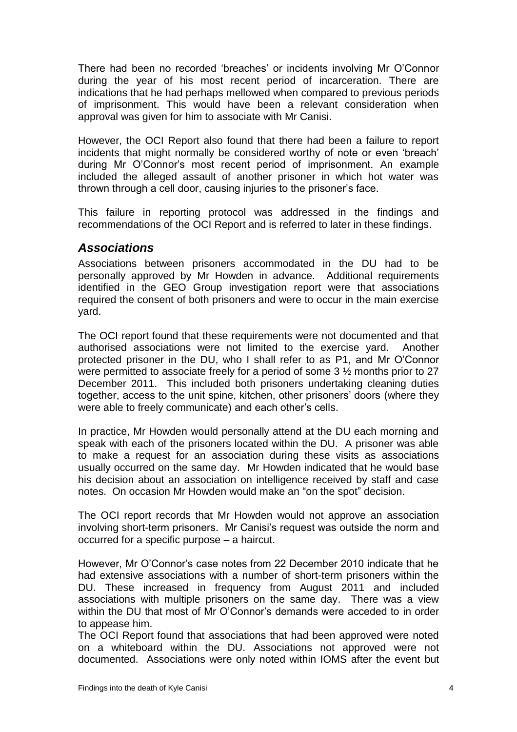There had been no recorded 'breaches' or incidents involving Mr O'Connor during the year of his most recent period of incarceration. There are indications that he had perhaps mellowed when compared to previous periods of imprisonment. This would have been a relevant consideration when approval was given for him to associate with Mr Canisi.

However, the OCI Report also found that there had been a failure to report incidents that might normally be considered worthy of note or even 'breach' during Mr O'Connor's most recent period of imprisonment. An example included the alleged assault of another prisoner in which hot water was thrown through a cell door, causing injuries to the prisoner's face.

This failure in reporting protocol was addressed in the findings and recommendations of the OCI Report and is referred to later in these findings.

## *Associations*

Associations between prisoners accommodated in the DU had to be personally approved by Mr Howden in advance. Additional requirements identified in the GEO Group investigation report were that associations required the consent of both prisoners and were to occur in the main exercise yard.

The OCI report found that these requirements were not documented and that authorised associations were not limited to the exercise yard. Another protected prisoner in the DU, who I shall refer to as P1, and Mr O'Connor were permitted to associate freely for a period of some 3 ½ months prior to 27 December 2011. This included both prisoners undertaking cleaning duties together, access to the unit spine, kitchen, other prisoners' doors (where they were able to freely communicate) and each other's cells.

In practice, Mr Howden would personally attend at the DU each morning and speak with each of the prisoners located within the DU. A prisoner was able to make a request for an association during these visits as associations usually occurred on the same day. Mr Howden indicated that he would base his decision about an association on intelligence received by staff and case notes. On occasion Mr Howden would make an "on the spot" decision.

The OCI report records that Mr Howden would not approve an association involving short-term prisoners. Mr Canisi's request was outside the norm and occurred for a specific purpose – a haircut.

However, Mr O'Connor's case notes from 22 December 2010 indicate that he had extensive associations with a number of short-term prisoners within the DU. These increased in frequency from August 2011 and included associations with multiple prisoners on the same day. There was a view within the DU that most of Mr O'Connor's demands were acceded to in order to appease him.

The OCI Report found that associations that had been approved were noted on a whiteboard within the DU. Associations not approved were not documented. Associations were only noted within IOMS after the event but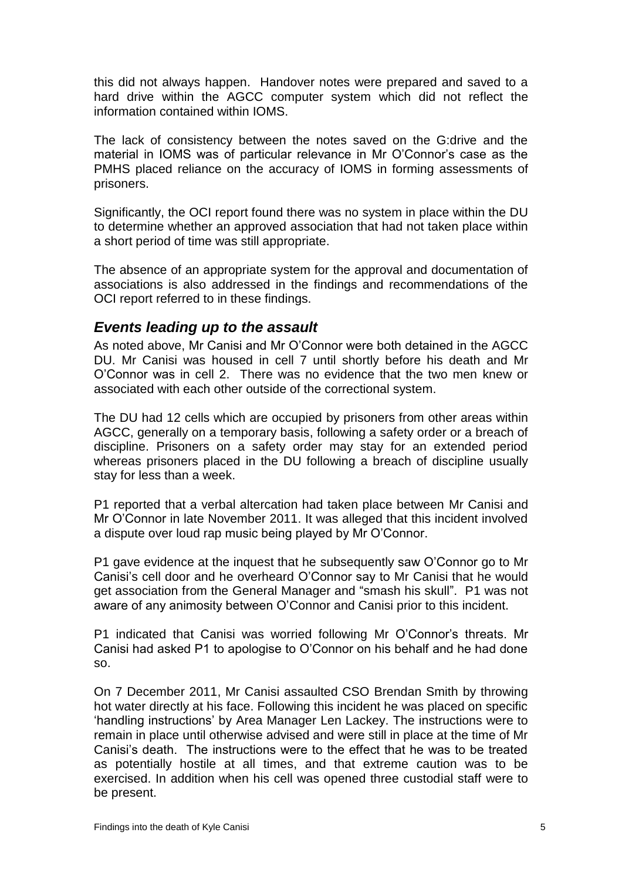this did not always happen. Handover notes were prepared and saved to a hard drive within the AGCC computer system which did not reflect the information contained within IOMS.

The lack of consistency between the notes saved on the G:drive and the material in IOMS was of particular relevance in Mr O'Connor's case as the PMHS placed reliance on the accuracy of IOMS in forming assessments of prisoners.

Significantly, the OCI report found there was no system in place within the DU to determine whether an approved association that had not taken place within a short period of time was still appropriate.

The absence of an appropriate system for the approval and documentation of associations is also addressed in the findings and recommendations of the OCI report referred to in these findings.

## *Events leading up to the assault*

As noted above, Mr Canisi and Mr O'Connor were both detained in the AGCC DU. Mr Canisi was housed in cell 7 until shortly before his death and Mr O'Connor was in cell 2. There was no evidence that the two men knew or associated with each other outside of the correctional system.

The DU had 12 cells which are occupied by prisoners from other areas within AGCC, generally on a temporary basis, following a safety order or a breach of discipline. Prisoners on a safety order may stay for an extended period whereas prisoners placed in the DU following a breach of discipline usually stay for less than a week.

P1 reported that a verbal altercation had taken place between Mr Canisi and Mr O'Connor in late November 2011. It was alleged that this incident involved a dispute over loud rap music being played by Mr O'Connor.

P1 gave evidence at the inquest that he subsequently saw O'Connor go to Mr Canisi's cell door and he overheard O'Connor say to Mr Canisi that he would get association from the General Manager and "smash his skull". P1 was not aware of any animosity between O'Connor and Canisi prior to this incident.

P1 indicated that Canisi was worried following Mr O'Connor's threats. Mr Canisi had asked P1 to apologise to O'Connor on his behalf and he had done so.

On 7 December 2011, Mr Canisi assaulted CSO Brendan Smith by throwing hot water directly at his face. Following this incident he was placed on specific 'handling instructions' by Area Manager Len Lackey. The instructions were to remain in place until otherwise advised and were still in place at the time of Mr Canisi's death. The instructions were to the effect that he was to be treated as potentially hostile at all times, and that extreme caution was to be exercised. In addition when his cell was opened three custodial staff were to be present.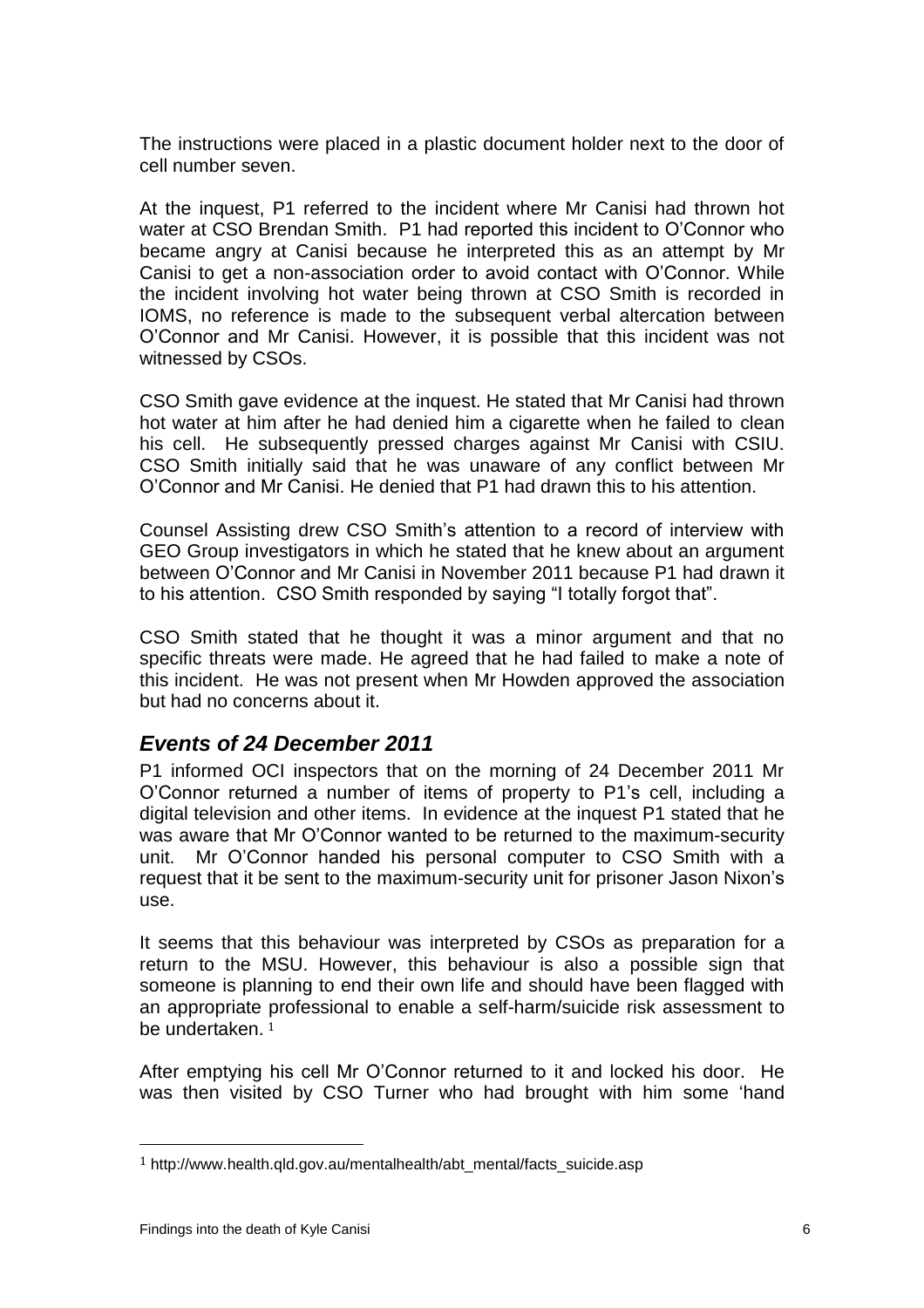The instructions were placed in a plastic document holder next to the door of cell number seven.

At the inquest, P1 referred to the incident where Mr Canisi had thrown hot water at CSO Brendan Smith. P1 had reported this incident to O'Connor who became angry at Canisi because he interpreted this as an attempt by Mr Canisi to get a non-association order to avoid contact with O'Connor. While the incident involving hot water being thrown at CSO Smith is recorded in IOMS, no reference is made to the subsequent verbal altercation between O'Connor and Mr Canisi. However, it is possible that this incident was not witnessed by CSOs.

CSO Smith gave evidence at the inquest. He stated that Mr Canisi had thrown hot water at him after he had denied him a cigarette when he failed to clean his cell. He subsequently pressed charges against Mr Canisi with CSIU. CSO Smith initially said that he was unaware of any conflict between Mr O'Connor and Mr Canisi. He denied that P1 had drawn this to his attention.

Counsel Assisting drew CSO Smith's attention to a record of interview with GEO Group investigators in which he stated that he knew about an argument between O'Connor and Mr Canisi in November 2011 because P1 had drawn it to his attention. CSO Smith responded by saying "I totally forgot that".

CSO Smith stated that he thought it was a minor argument and that no specific threats were made. He agreed that he had failed to make a note of this incident. He was not present when Mr Howden approved the association but had no concerns about it.

## *Events of 24 December 2011*

P1 informed OCI inspectors that on the morning of 24 December 2011 Mr O'Connor returned a number of items of property to P1's cell, including a digital television and other items. In evidence at the inquest P1 stated that he was aware that Mr O'Connor wanted to be returned to the maximum-security unit. Mr O'Connor handed his personal computer to CSO Smith with a request that it be sent to the maximum-security unit for prisoner Jason Nixon's use.

It seems that this behaviour was interpreted by CSOs as preparation for a return to the MSU. However, this behaviour is also a possible sign that someone is planning to end their own life and should have been flagged with an appropriate professional to enable a self-harm/suicide risk assessment to be undertaken. [1]

After emptying his cell Mr O'Connor returned to it and locked his door. He was then visited by CSO Turner who had brought with him some 'hand

[1] http://www.health.qld.gov.au/mentalhealth/abt_mental/facts_suicide.asp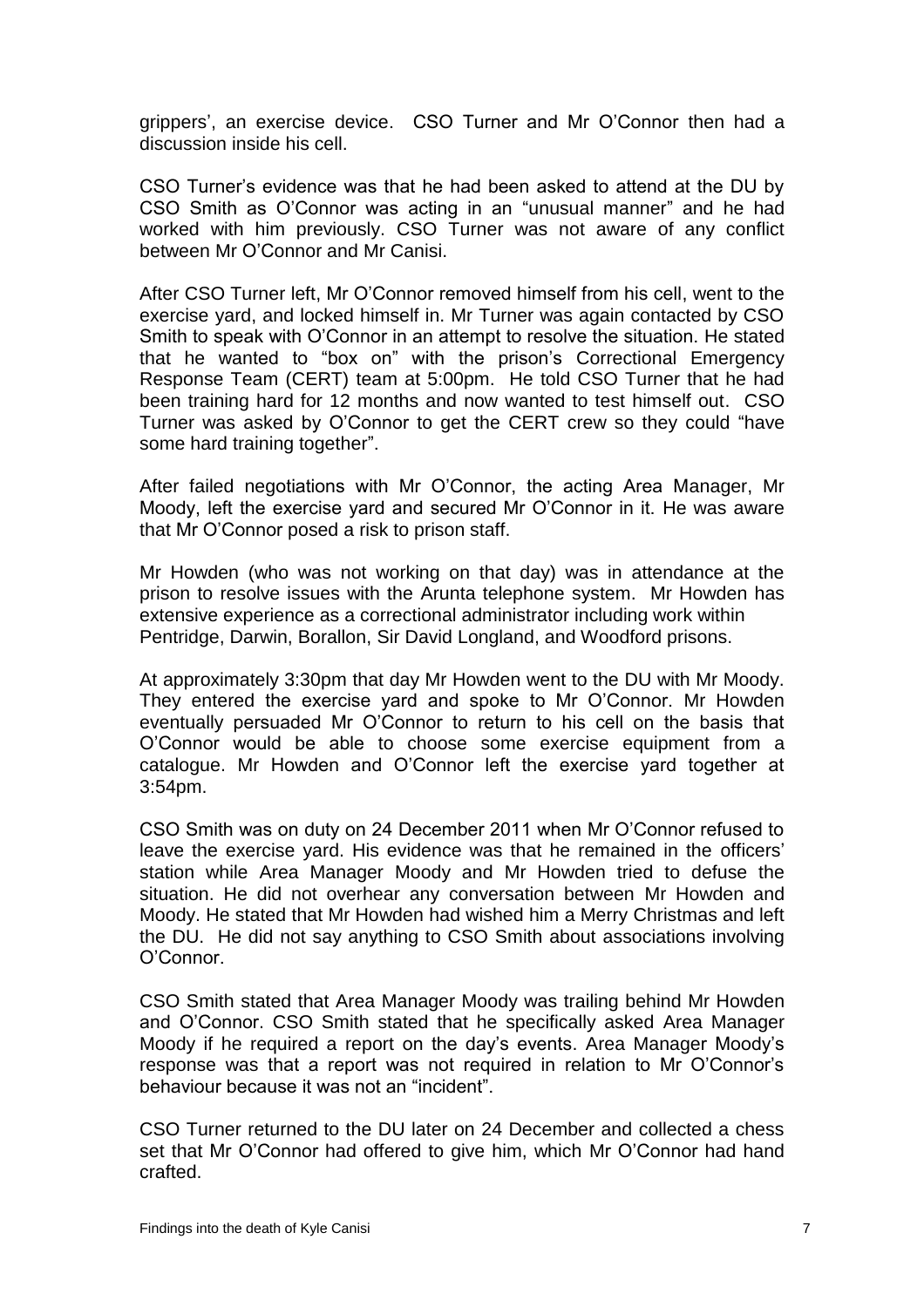grippers', an exercise device. CSO Turner and Mr O'Connor then had a discussion inside his cell.

CSO Turner's evidence was that he had been asked to attend at the DU by CSO Smith as O'Connor was acting in an "unusual manner" and he had worked with him previously. CSO Turner was not aware of any conflict between Mr O'Connor and Mr Canisi.

After CSO Turner left, Mr O'Connor removed himself from his cell, went to the exercise yard, and locked himself in. Mr Turner was again contacted by CSO Smith to speak with O'Connor in an attempt to resolve the situation. He stated that he wanted to "box on" with the prison's Correctional Emergency Response Team (CERT) team at 5:00pm. He told CSO Turner that he had been training hard for 12 months and now wanted to test himself out. CSO Turner was asked by O'Connor to get the CERT crew so they could "have some hard training together".

After failed negotiations with Mr O'Connor, the acting Area Manager, Mr Moody, left the exercise yard and secured Mr O'Connor in it. He was aware that Mr O'Connor posed a risk to prison staff.

Mr Howden (who was not working on that day) was in attendance at the prison to resolve issues with the Arunta telephone system. Mr Howden has extensive experience as a correctional administrator including work within Pentridge, Darwin, Borallon, Sir David Longland, and Woodford prisons.

At approximately 3:30pm that day Mr Howden went to the DU with Mr Moody. They entered the exercise yard and spoke to Mr O'Connor. Mr Howden eventually persuaded Mr O'Connor to return to his cell on the basis that O'Connor would be able to choose some exercise equipment from a catalogue. Mr Howden and O'Connor left the exercise yard together at 3:54pm.

CSO Smith was on duty on 24 December 2011 when Mr O'Connor refused to leave the exercise yard. His evidence was that he remained in the officers' station while Area Manager Moody and Mr Howden tried to defuse the situation. He did not overhear any conversation between Mr Howden and Moody. He stated that Mr Howden had wished him a Merry Christmas and left the DU. He did not say anything to CSO Smith about associations involving O'Connor.

CSO Smith stated that Area Manager Moody was trailing behind Mr Howden and O'Connor. CSO Smith stated that he specifically asked Area Manager Moody if he required a report on the day's events. Area Manager Moody's response was that a report was not required in relation to Mr O'Connor's behaviour because it was not an "incident".

CSO Turner returned to the DU later on 24 December and collected a chess set that Mr O'Connor had offered to give him, which Mr O'Connor had hand crafted.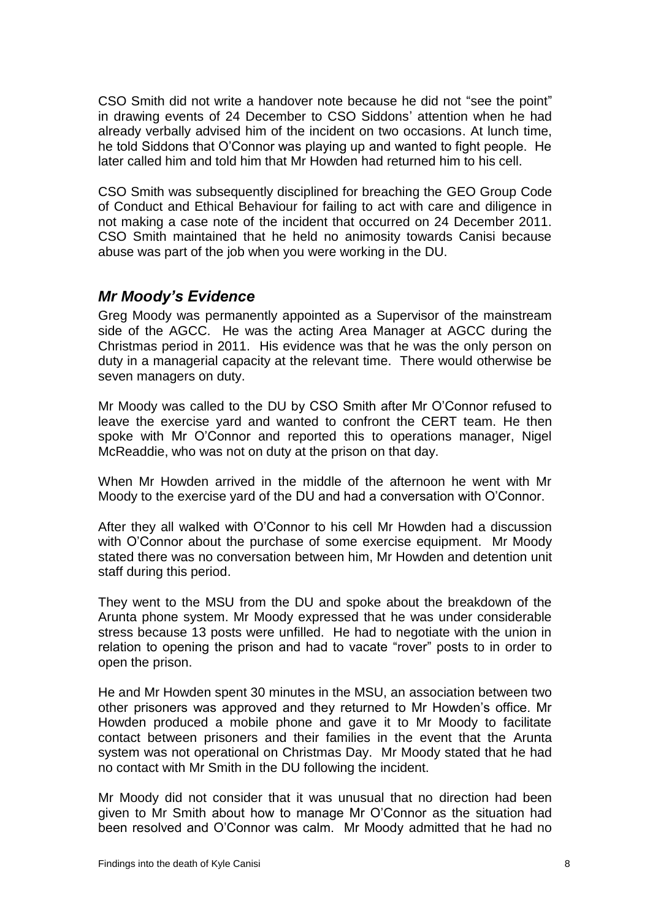CSO Smith did not write a handover note because he did not "see the point" in drawing events of 24 December to CSO Siddons' attention when he had already verbally advised him of the incident on two occasions. At lunch time, he told Siddons that O'Connor was playing up and wanted to fight people. He later called him and told him that Mr Howden had returned him to his cell.

CSO Smith was subsequently disciplined for breaching the GEO Group Code of Conduct and Ethical Behaviour for failing to act with care and diligence in not making a case note of the incident that occurred on 24 December 2011. CSO Smith maintained that he held no animosity towards Canisi because abuse was part of the job when you were working in the DU.

## *Mr Moody's Evidence*

Greg Moody was permanently appointed as a Supervisor of the mainstream side of the AGCC. He was the acting Area Manager at AGCC during the Christmas period in 2011. His evidence was that he was the only person on duty in a managerial capacity at the relevant time. There would otherwise be seven managers on duty.

Mr Moody was called to the DU by CSO Smith after Mr O'Connor refused to leave the exercise yard and wanted to confront the CERT team. He then spoke with Mr O'Connor and reported this to operations manager, Nigel McReaddie, who was not on duty at the prison on that day.

When Mr Howden arrived in the middle of the afternoon he went with Mr Moody to the exercise yard of the DU and had a conversation with O'Connor.

After they all walked with O'Connor to his cell Mr Howden had a discussion with O'Connor about the purchase of some exercise equipment. Mr Moody stated there was no conversation between him, Mr Howden and detention unit staff during this period.

They went to the MSU from the DU and spoke about the breakdown of the Arunta phone system. Mr Moody expressed that he was under considerable stress because 13 posts were unfilled. He had to negotiate with the union in relation to opening the prison and had to vacate "rover" posts to in order to open the prison.

He and Mr Howden spent 30 minutes in the MSU, an association between two other prisoners was approved and they returned to Mr Howden's office. Mr Howden produced a mobile phone and gave it to Mr Moody to facilitate contact between prisoners and their families in the event that the Arunta system was not operational on Christmas Day. Mr Moody stated that he had no contact with Mr Smith in the DU following the incident.

Mr Moody did not consider that it was unusual that no direction had been given to Mr Smith about how to manage Mr O'Connor as the situation had been resolved and O'Connor was calm. Mr Moody admitted that he had no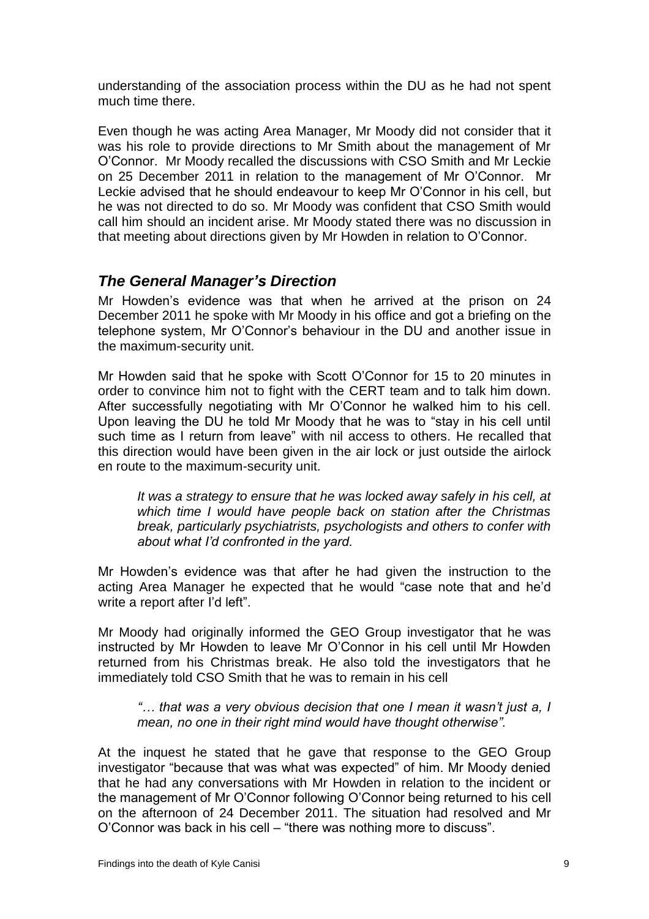understanding of the association process within the DU as he had not spent much time there.

Even though he was acting Area Manager, Mr Moody did not consider that it was his role to provide directions to Mr Smith about the management of Mr O'Connor. Mr Moody recalled the discussions with CSO Smith and Mr Leckie on 25 December 2011 in relation to the management of Mr O'Connor. Mr Leckie advised that he should endeavour to keep Mr O'Connor in his cell, but he was not directed to do so. Mr Moody was confident that CSO Smith would call him should an incident arise. Mr Moody stated there was no discussion in that meeting about directions given by Mr Howden in relation to O'Connor.

## *The General Manager's Direction*

Mr Howden's evidence was that when he arrived at the prison on 24 December 2011 he spoke with Mr Moody in his office and got a briefing on the telephone system, Mr O'Connor's behaviour in the DU and another issue in the maximum-security unit.

Mr Howden said that he spoke with Scott O'Connor for 15 to 20 minutes in order to convince him not to fight with the CERT team and to talk him down. After successfully negotiating with Mr O'Connor he walked him to his cell. Upon leaving the DU he told Mr Moody that he was to "stay in his cell until such time as I return from leave" with nil access to others. He recalled that this direction would have been given in the air lock or just outside the airlock en route to the maximum-security unit.

> *It was a strategy to ensure that he was locked away safely in his cell, at which time I would have people back on station after the Christmas break, particularly psychiatrists, psychologists and others to confer with about what I'd confronted in the yard.*

Mr Howden's evidence was that after he had given the instruction to the acting Area Manager he expected that he would "case note that and he'd write a report after I'd left".

Mr Moody had originally informed the GEO Group investigator that he was instructed by Mr Howden to leave Mr O'Connor in his cell until Mr Howden returned from his Christmas break. He also told the investigators that he immediately told CSO Smith that he was to remain in his cell

> *"… that was a very obvious decision that one I mean it wasn't just a, I mean, no one in their right mind would have thought otherwise".*

At the inquest he stated that he gave that response to the GEO Group investigator "because that was what was expected" of him. Mr Moody denied that he had any conversations with Mr Howden in relation to the incident or the management of Mr O'Connor following O'Connor being returned to his cell on the afternoon of 24 December 2011. The situation had resolved and Mr O'Connor was back in his cell – "there was nothing more to discuss".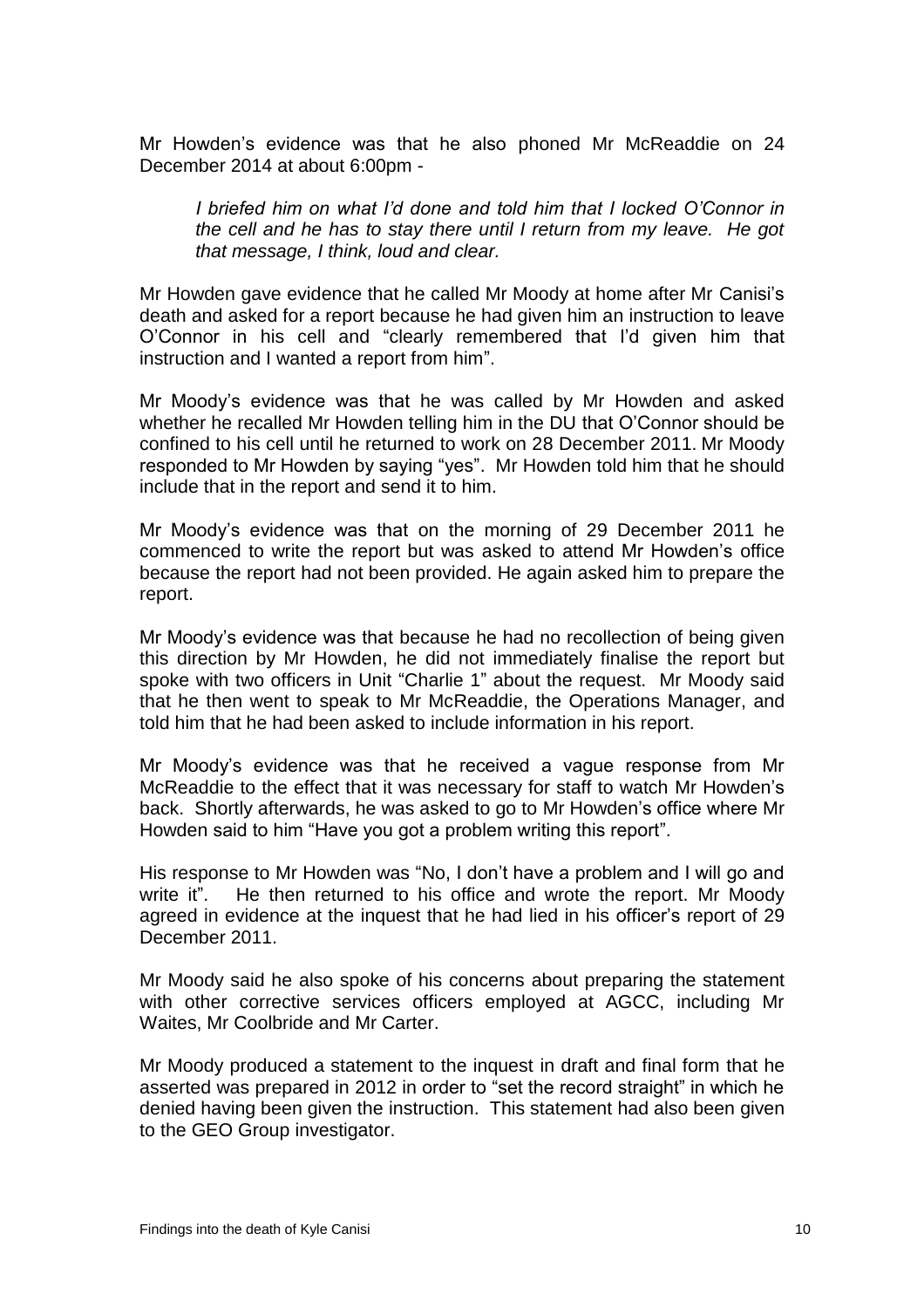Mr Howden's evidence was that he also phoned Mr McReaddie on 24 December 2014 at about 6:00pm -

> *I briefed him on what I'd done and told him that I locked O'Connor in the cell and he has to stay there until I return from my leave. He got that message, I think, loud and clear.*

Mr Howden gave evidence that he called Mr Moody at home after Mr Canisi's death and asked for a report because he had given him an instruction to leave O'Connor in his cell and "clearly remembered that I'd given him that instruction and I wanted a report from him".

Mr Moody's evidence was that he was called by Mr Howden and asked whether he recalled Mr Howden telling him in the DU that O'Connor should be confined to his cell until he returned to work on 28 December 2011. Mr Moody responded to Mr Howden by saying "yes". Mr Howden told him that he should include that in the report and send it to him.

Mr Moody's evidence was that on the morning of 29 December 2011 he commenced to write the report but was asked to attend Mr Howden's office because the report had not been provided. He again asked him to prepare the report.

Mr Moody's evidence was that because he had no recollection of being given this direction by Mr Howden, he did not immediately finalise the report but spoke with two officers in Unit "Charlie 1" about the request. Mr Moody said that he then went to speak to Mr McReaddie, the Operations Manager, and told him that he had been asked to include information in his report.

Mr Moody's evidence was that he received a vague response from Mr McReaddie to the effect that it was necessary for staff to watch Mr Howden's back. Shortly afterwards, he was asked to go to Mr Howden's office where Mr Howden said to him "Have you got a problem writing this report".

His response to Mr Howden was "No, I don't have a problem and I will go and write it". He then returned to his office and wrote the report. Mr Moody agreed in evidence at the inquest that he had lied in his officer's report of 29 December 2011.

Mr Moody said he also spoke of his concerns about preparing the statement with other corrective services officers employed at AGCC, including Mr Waites, Mr Coolbride and Mr Carter.

Mr Moody produced a statement to the inquest in draft and final form that he asserted was prepared in 2012 in order to "set the record straight" in which he denied having been given the instruction. This statement had also been given to the GEO Group investigator.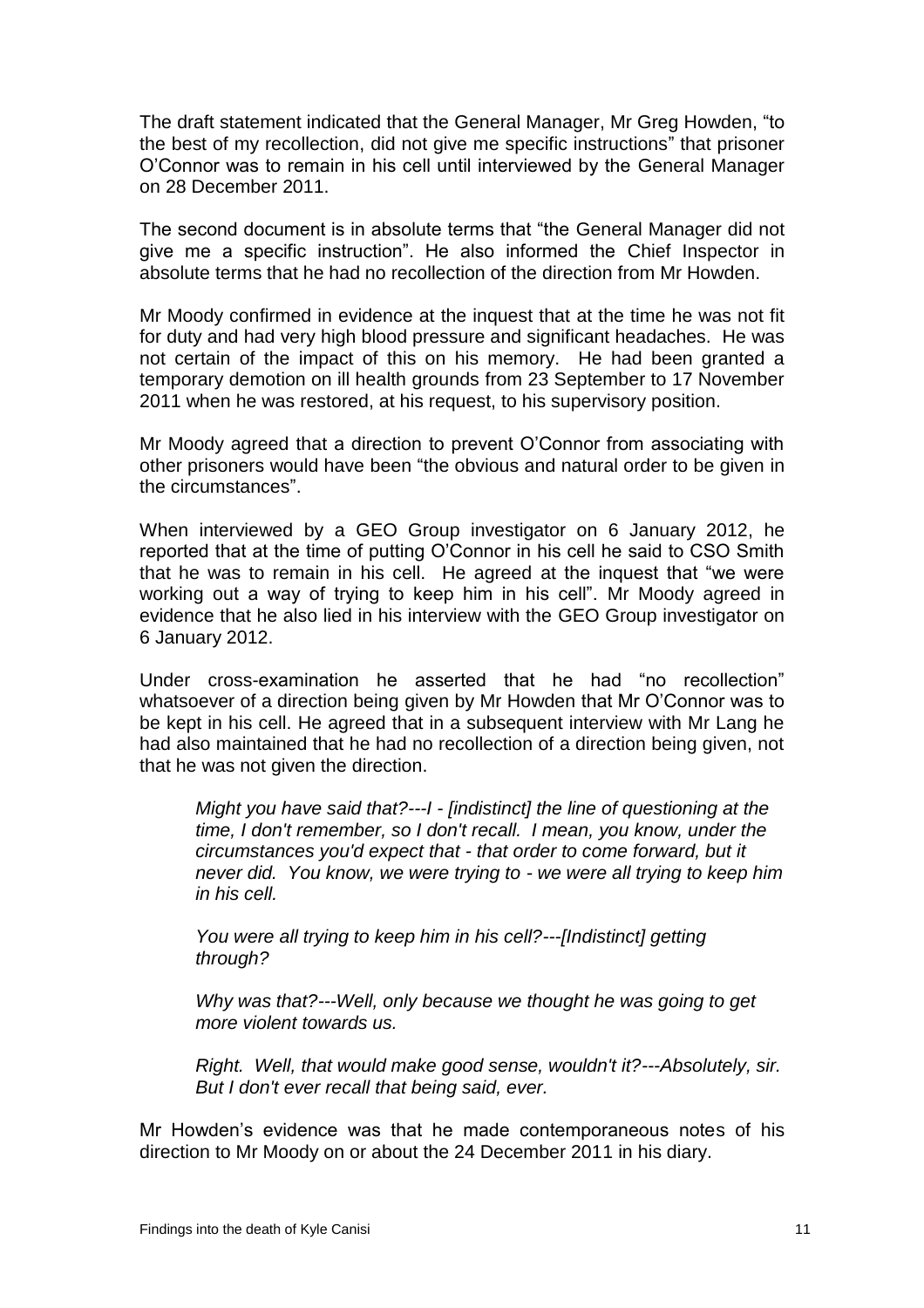The draft statement indicated that the General Manager, Mr Greg Howden, "to the best of my recollection, did not give me specific instructions" that prisoner O'Connor was to remain in his cell until interviewed by the General Manager on 28 December 2011.

The second document is in absolute terms that "the General Manager did not give me a specific instruction". He also informed the Chief Inspector in absolute terms that he had no recollection of the direction from Mr Howden.

Mr Moody confirmed in evidence at the inquest that at the time he was not fit for duty and had very high blood pressure and significant headaches. He was not certain of the impact of this on his memory. He had been granted a temporary demotion on ill health grounds from 23 September to 17 November 2011 when he was restored, at his request, to his supervisory position.

Mr Moody agreed that a direction to prevent O'Connor from associating with other prisoners would have been "the obvious and natural order to be given in the circumstances".

When interviewed by a GEO Group investigator on 6 January 2012, he reported that at the time of putting O'Connor in his cell he said to CSO Smith that he was to remain in his cell. He agreed at the inquest that "we were working out a way of trying to keep him in his cell". Mr Moody agreed in evidence that he also lied in his interview with the GEO Group investigator on 6 January 2012.

Under cross-examination he asserted that he had "no recollection" whatsoever of a direction being given by Mr Howden that Mr O'Connor was to be kept in his cell. He agreed that in a subsequent interview with Mr Lang he had also maintained that he had no recollection of a direction being given, not that he was not given the direction.

> *Might you have said that?---I - [indistinct] the line of questioning at the time, I don't remember, so I don't recall. I mean, you know, under the circumstances you'd expect that - that order to come forward, but it never did. You know, we were trying to - we were all trying to keep him in his cell.*
>
> *You were all trying to keep him in his cell?---[Indistinct] getting through?*
>
> *Why was that?---Well, only because we thought he was going to get more violent towards us.*
>
> *Right. Well, that would make good sense, wouldn't it?---Absolutely, sir. But I don't ever recall that being said, ever.*

Mr Howden's evidence was that he made contemporaneous notes of his direction to Mr Moody on or about the 24 December 2011 in his diary.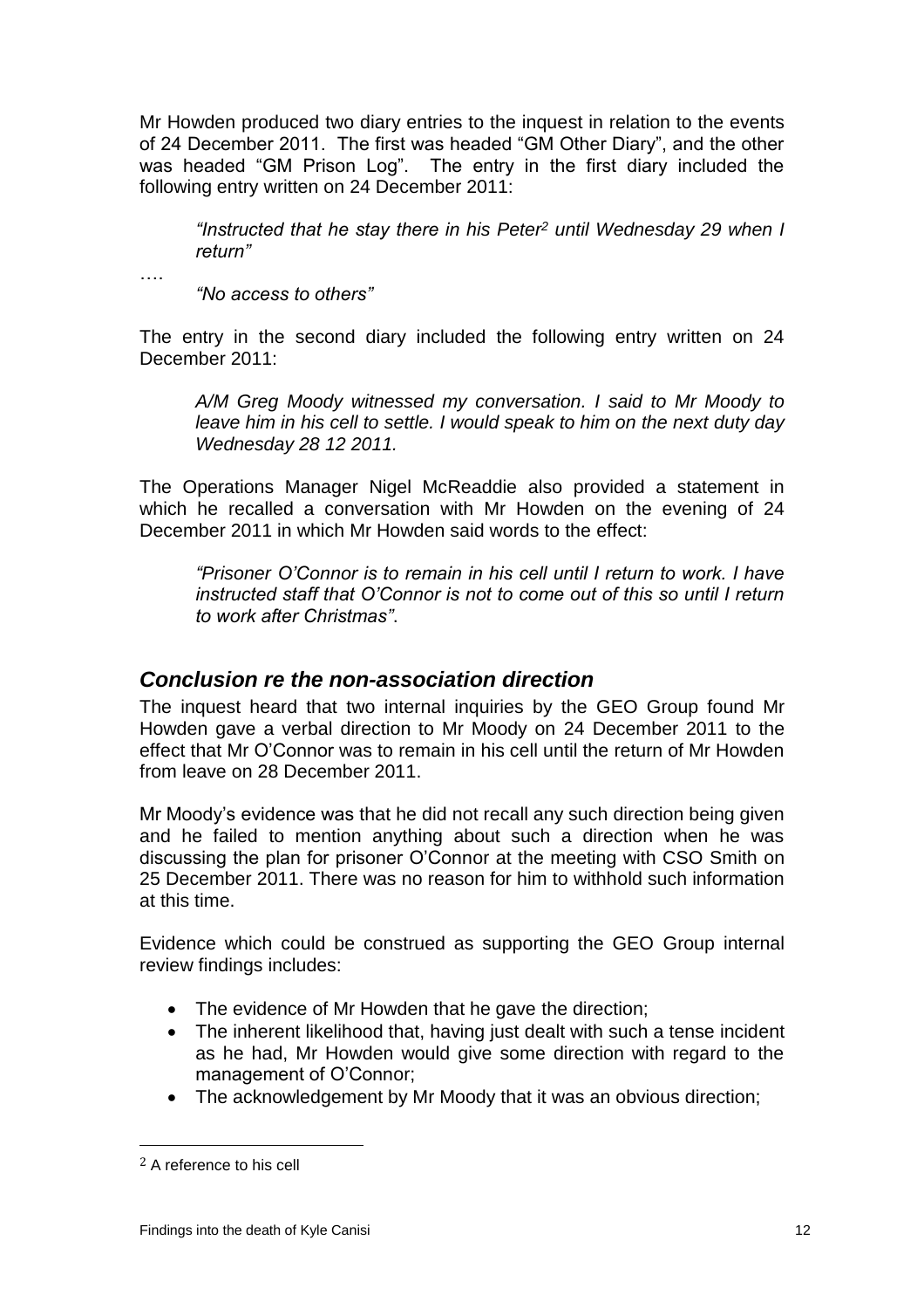Mr Howden produced two diary entries to the inquest in relation to the events of 24 December 2011. The first was headed "GM Other Diary", and the other was headed "GM Prison Log". The entry in the first diary included the following entry written on 24 December 2011:

> *"Instructed that he stay there in his Peter[2] until Wednesday 29 when I return"*

….

> *"No access to others"*

The entry in the second diary included the following entry written on 24 December 2011:

> *A/M Greg Moody witnessed my conversation. I said to Mr Moody to leave him in his cell to settle. I would speak to him on the next duty day Wednesday 28 12 2011.*

The Operations Manager Nigel McReaddie also provided a statement in which he recalled a conversation with Mr Howden on the evening of 24 December 2011 in which Mr Howden said words to the effect:

> *"Prisoner O'Connor is to remain in his cell until I return to work. I have instructed staff that O'Connor is not to come out of this so until I return to work after Christmas"*.

## *Conclusion re the non-association direction*

The inquest heard that two internal inquiries by the GEO Group found Mr Howden gave a verbal direction to Mr Moody on 24 December 2011 to the effect that Mr O'Connor was to remain in his cell until the return of Mr Howden from leave on 28 December 2011.

Mr Moody's evidence was that he did not recall any such direction being given and he failed to mention anything about such a direction when he was discussing the plan for prisoner O'Connor at the meeting with CSO Smith on 25 December 2011. There was no reason for him to withhold such information at this time.

Evidence which could be construed as supporting the GEO Group internal review findings includes:

- The evidence of Mr Howden that he gave the direction;
- The inherent likelihood that, having just dealt with such a tense incident as he had, Mr Howden would give some direction with regard to the management of O'Connor;
- The acknowledgement by Mr Moody that it was an obvious direction;

[2] A reference to his cell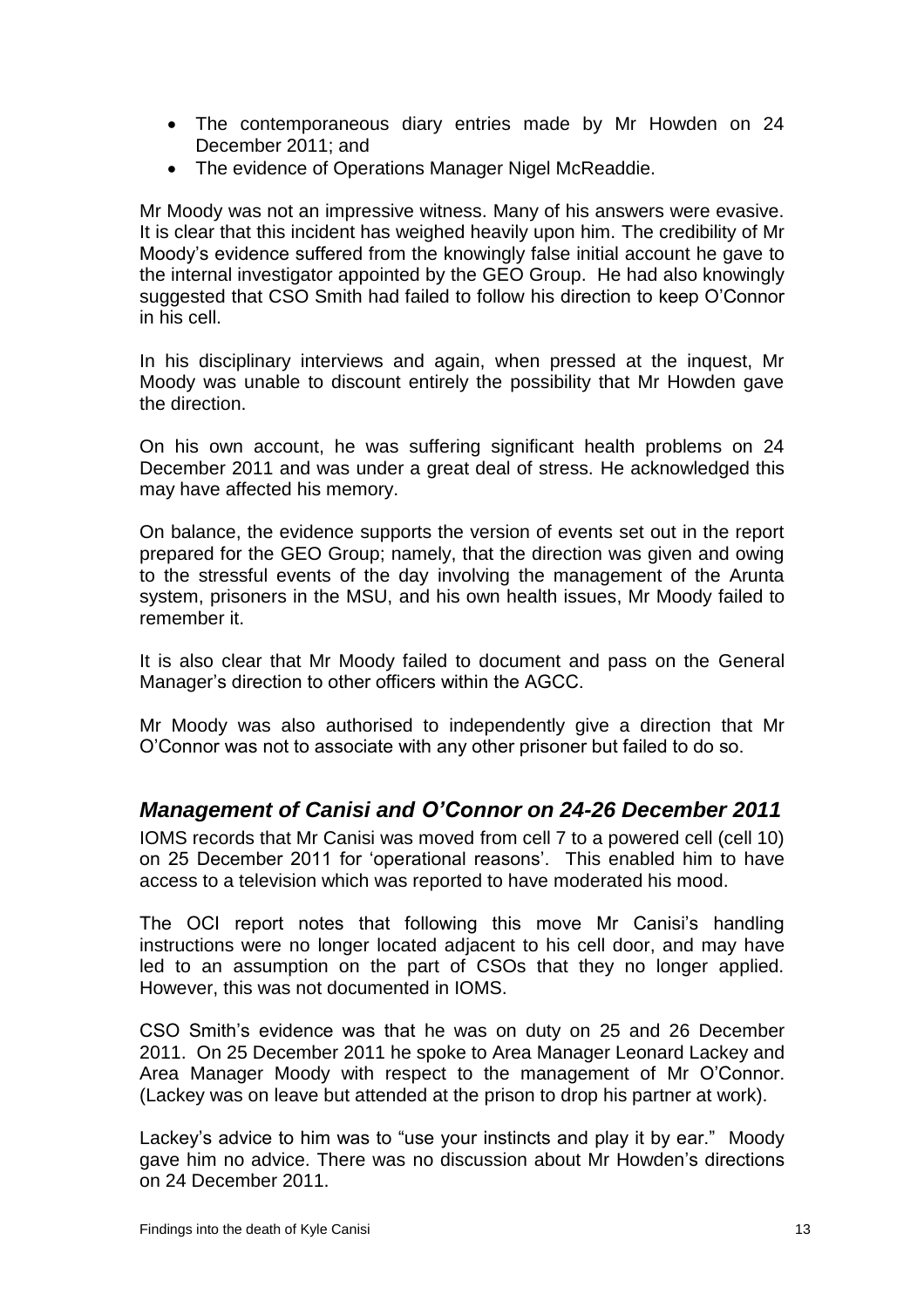- The contemporaneous diary entries made by Mr Howden on 24 December 2011; and
- The evidence of Operations Manager Nigel McReaddie.

Mr Moody was not an impressive witness. Many of his answers were evasive. It is clear that this incident has weighed heavily upon him. The credibility of Mr Moody's evidence suffered from the knowingly false initial account he gave to the internal investigator appointed by the GEO Group. He had also knowingly suggested that CSO Smith had failed to follow his direction to keep O'Connor in his cell.

In his disciplinary interviews and again, when pressed at the inquest, Mr Moody was unable to discount entirely the possibility that Mr Howden gave the direction.

On his own account, he was suffering significant health problems on 24 December 2011 and was under a great deal of stress. He acknowledged this may have affected his memory.

On balance, the evidence supports the version of events set out in the report prepared for the GEO Group; namely, that the direction was given and owing to the stressful events of the day involving the management of the Arunta system, prisoners in the MSU, and his own health issues, Mr Moody failed to remember it.

It is also clear that Mr Moody failed to document and pass on the General Manager's direction to other officers within the AGCC.

Mr Moody was also authorised to independently give a direction that Mr O'Connor was not to associate with any other prisoner but failed to do so.

## *Management of Canisi and O'Connor on 24-26 December 2011*

IOMS records that Mr Canisi was moved from cell 7 to a powered cell (cell 10) on 25 December 2011 for 'operational reasons'. This enabled him to have access to a television which was reported to have moderated his mood.

The OCI report notes that following this move Mr Canisi's handling instructions were no longer located adjacent to his cell door, and may have led to an assumption on the part of CSOs that they no longer applied. However, this was not documented in IOMS.

CSO Smith's evidence was that he was on duty on 25 and 26 December 2011. On 25 December 2011 he spoke to Area Manager Leonard Lackey and Area Manager Moody with respect to the management of Mr O'Connor. (Lackey was on leave but attended at the prison to drop his partner at work).

Lackey's advice to him was to "use your instincts and play it by ear." Moody gave him no advice. There was no discussion about Mr Howden's directions on 24 December 2011.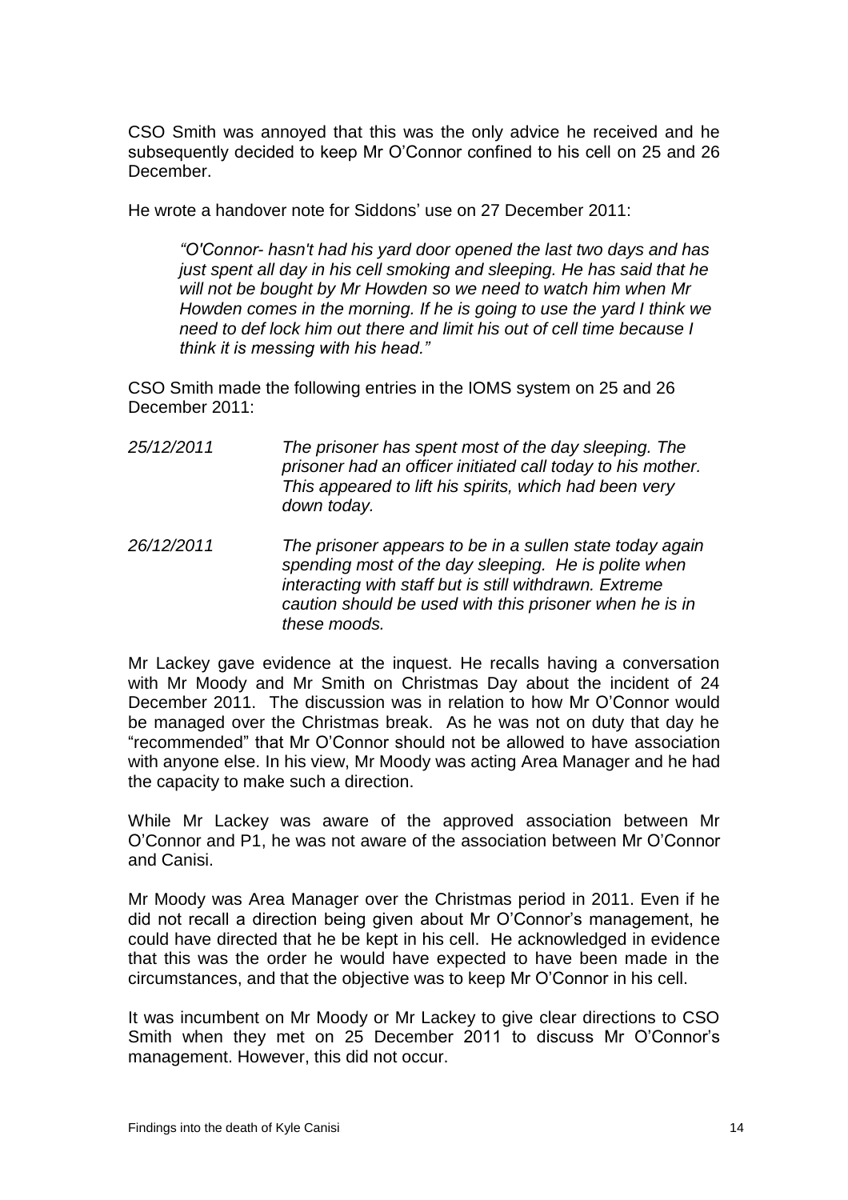CSO Smith was annoyed that this was the only advice he received and he subsequently decided to keep Mr O'Connor confined to his cell on 25 and 26 December.

He wrote a handover note for Siddons' use on 27 December 2011:

> *"O'Connor- hasn't had his yard door opened the last two days and has just spent all day in his cell smoking and sleeping. He has said that he will not be bought by Mr Howden so we need to watch him when Mr Howden comes in the morning. If he is going to use the yard I think we need to def lock him out there and limit his out of cell time because I think it is messing with his head."*

CSO Smith made the following entries in the IOMS system on 25 and 26 December 2011:

| | |
|---|---|
| *25/12/2011* | *The prisoner has spent most of the day sleeping. The prisoner had an officer initiated call today to his mother. This appeared to lift his spirits, which had been very down today.* |
| *26/12/2011* | *The prisoner appears to be in a sullen state today again spending most of the day sleeping. He is polite when interacting with staff but is still withdrawn. Extreme caution should be used with this prisoner when he is in these moods.* |

Mr Lackey gave evidence at the inquest. He recalls having a conversation with Mr Moody and Mr Smith on Christmas Day about the incident of 24 December 2011. The discussion was in relation to how Mr O'Connor would be managed over the Christmas break. As he was not on duty that day he "recommended" that Mr O'Connor should not be allowed to have association with anyone else. In his view, Mr Moody was acting Area Manager and he had the capacity to make such a direction.

While Mr Lackey was aware of the approved association between Mr O'Connor and P1, he was not aware of the association between Mr O'Connor and Canisi.

Mr Moody was Area Manager over the Christmas period in 2011. Even if he did not recall a direction being given about Mr O'Connor's management, he could have directed that he be kept in his cell. He acknowledged in evidence that this was the order he would have expected to have been made in the circumstances, and that the objective was to keep Mr O'Connor in his cell.

It was incumbent on Mr Moody or Mr Lackey to give clear directions to CSO Smith when they met on 25 December 2011 to discuss Mr O'Connor's management. However, this did not occur.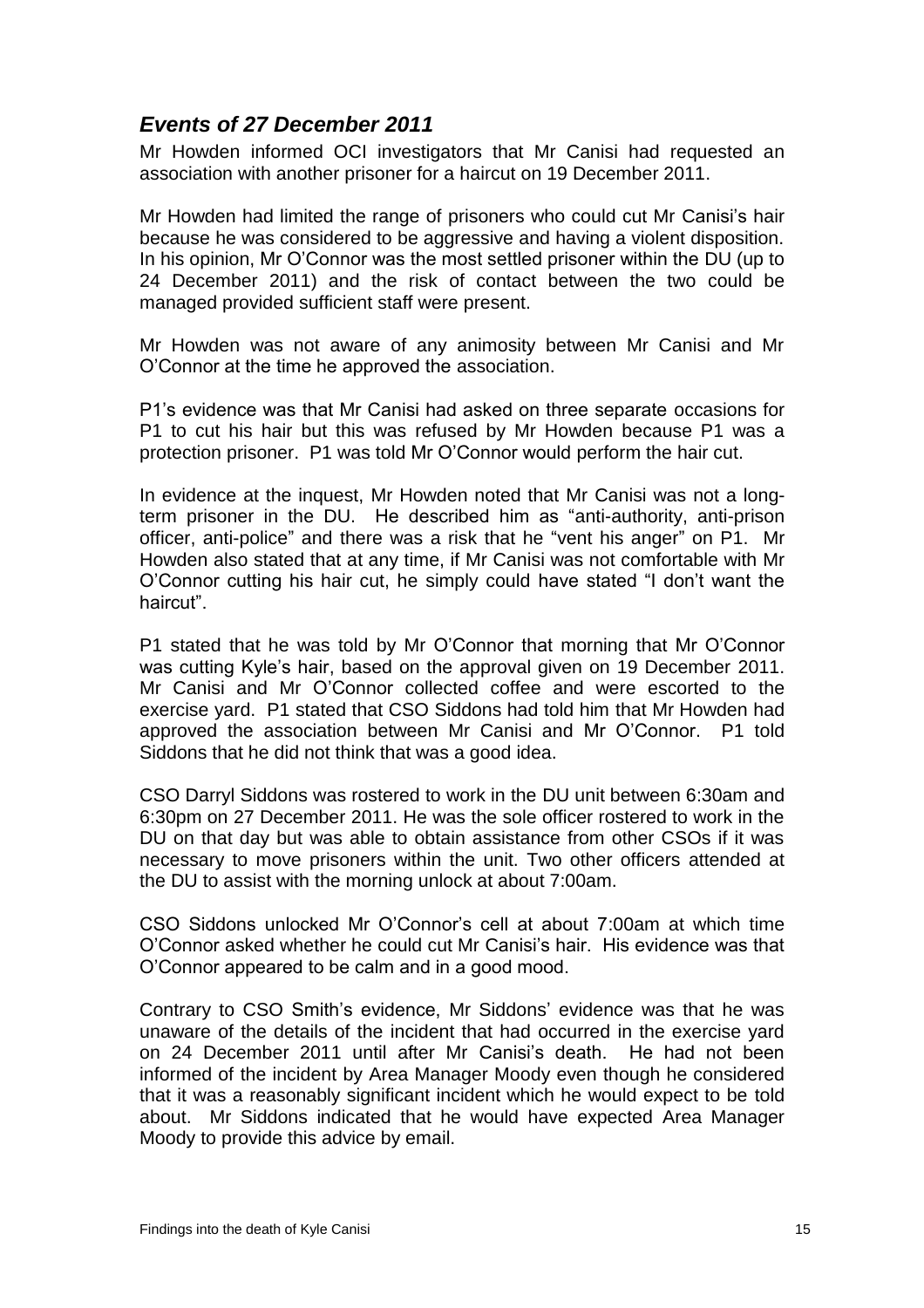## *Events of 27 December 2011*

Mr Howden informed OCI investigators that Mr Canisi had requested an association with another prisoner for a haircut on 19 December 2011.

Mr Howden had limited the range of prisoners who could cut Mr Canisi's hair because he was considered to be aggressive and having a violent disposition. In his opinion, Mr O'Connor was the most settled prisoner within the DU (up to 24 December 2011) and the risk of contact between the two could be managed provided sufficient staff were present.

Mr Howden was not aware of any animosity between Mr Canisi and Mr O'Connor at the time he approved the association.

P1's evidence was that Mr Canisi had asked on three separate occasions for P1 to cut his hair but this was refused by Mr Howden because P1 was a protection prisoner. P1 was told Mr O'Connor would perform the hair cut.

In evidence at the inquest, Mr Howden noted that Mr Canisi was not a long-term prisoner in the DU. He described him as "anti-authority, anti-prison officer, anti-police" and there was a risk that he "vent his anger" on P1. Mr Howden also stated that at any time, if Mr Canisi was not comfortable with Mr O'Connor cutting his hair cut, he simply could have stated "I don't want the haircut".

P1 stated that he was told by Mr O'Connor that morning that Mr O'Connor was cutting Kyle's hair, based on the approval given on 19 December 2011. Mr Canisi and Mr O'Connor collected coffee and were escorted to the exercise yard. P1 stated that CSO Siddons had told him that Mr Howden had approved the association between Mr Canisi and Mr O'Connor. P1 told Siddons that he did not think that was a good idea.

CSO Darryl Siddons was rostered to work in the DU unit between 6:30am and 6:30pm on 27 December 2011. He was the sole officer rostered to work in the DU on that day but was able to obtain assistance from other CSOs if it was necessary to move prisoners within the unit. Two other officers attended at the DU to assist with the morning unlock at about 7:00am.

CSO Siddons unlocked Mr O'Connor's cell at about 7:00am at which time O'Connor asked whether he could cut Mr Canisi's hair. His evidence was that O'Connor appeared to be calm and in a good mood.

Contrary to CSO Smith's evidence, Mr Siddons' evidence was that he was unaware of the details of the incident that had occurred in the exercise yard on 24 December 2011 until after Mr Canisi's death. He had not been informed of the incident by Area Manager Moody even though he considered that it was a reasonably significant incident which he would expect to be told about. Mr Siddons indicated that he would have expected Area Manager Moody to provide this advice by email.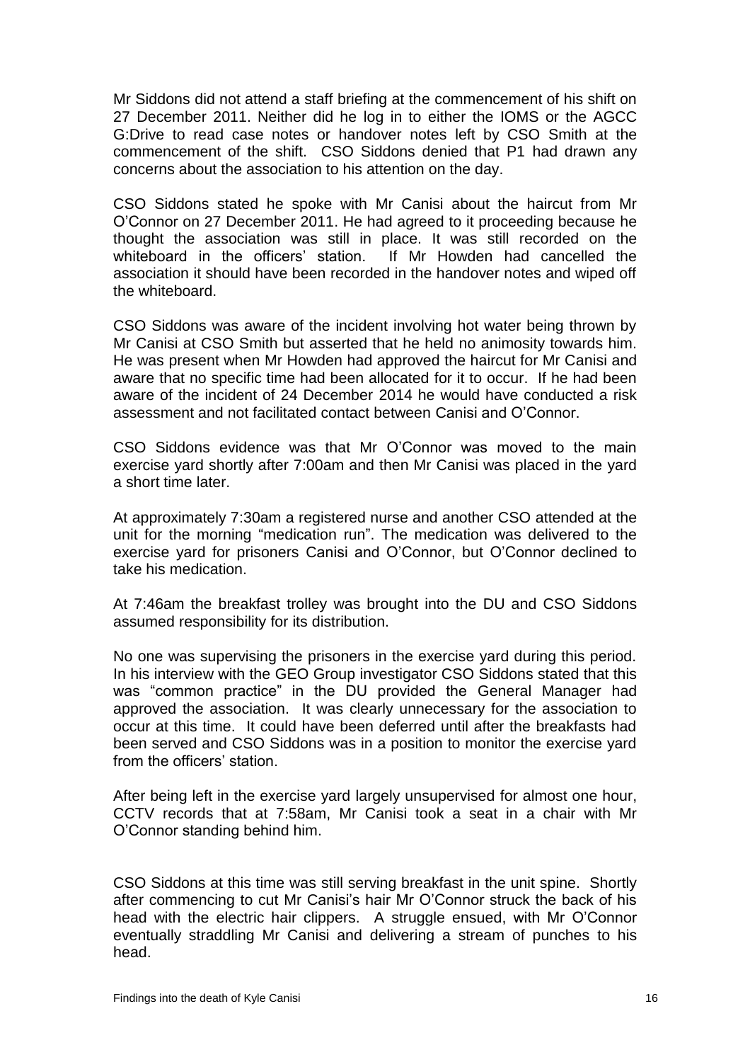Mr Siddons did not attend a staff briefing at the commencement of his shift on 27 December 2011. Neither did he log in to either the IOMS or the AGCC G:Drive to read case notes or handover notes left by CSO Smith at the commencement of the shift. CSO Siddons denied that P1 had drawn any concerns about the association to his attention on the day.

CSO Siddons stated he spoke with Mr Canisi about the haircut from Mr O'Connor on 27 December 2011. He had agreed to it proceeding because he thought the association was still in place. It was still recorded on the whiteboard in the officers' station. If Mr Howden had cancelled the association it should have been recorded in the handover notes and wiped off the whiteboard.

CSO Siddons was aware of the incident involving hot water being thrown by Mr Canisi at CSO Smith but asserted that he held no animosity towards him. He was present when Mr Howden had approved the haircut for Mr Canisi and aware that no specific time had been allocated for it to occur. If he had been aware of the incident of 24 December 2014 he would have conducted a risk assessment and not facilitated contact between Canisi and O'Connor.

CSO Siddons evidence was that Mr O'Connor was moved to the main exercise yard shortly after 7:00am and then Mr Canisi was placed in the yard a short time later.

At approximately 7:30am a registered nurse and another CSO attended at the unit for the morning "medication run". The medication was delivered to the exercise yard for prisoners Canisi and O'Connor, but O'Connor declined to take his medication.

At 7:46am the breakfast trolley was brought into the DU and CSO Siddons assumed responsibility for its distribution.

No one was supervising the prisoners in the exercise yard during this period. In his interview with the GEO Group investigator CSO Siddons stated that this was "common practice" in the DU provided the General Manager had approved the association. It was clearly unnecessary for the association to occur at this time. It could have been deferred until after the breakfasts had been served and CSO Siddons was in a position to monitor the exercise yard from the officers' station.

After being left in the exercise yard largely unsupervised for almost one hour, CCTV records that at 7:58am, Mr Canisi took a seat in a chair with Mr O'Connor standing behind him.

CSO Siddons at this time was still serving breakfast in the unit spine. Shortly after commencing to cut Mr Canisi's hair Mr O'Connor struck the back of his head with the electric hair clippers. A struggle ensued, with Mr O'Connor eventually straddling Mr Canisi and delivering a stream of punches to his head.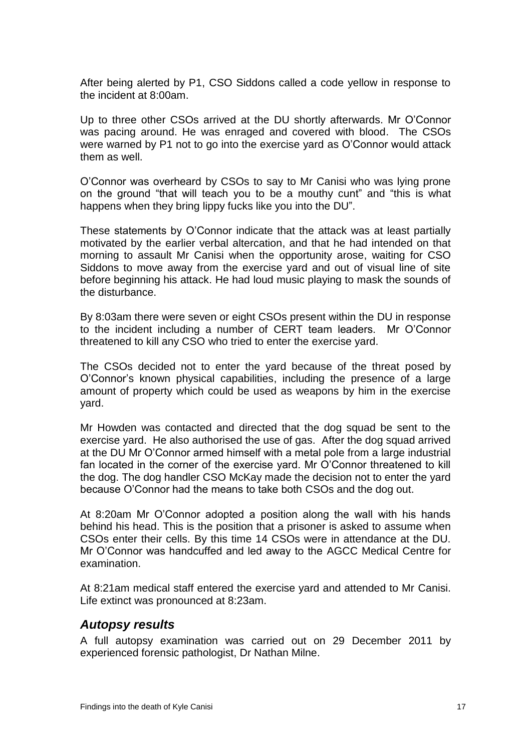After being alerted by P1, CSO Siddons called a code yellow in response to the incident at 8:00am.

Up to three other CSOs arrived at the DU shortly afterwards. Mr O'Connor was pacing around. He was enraged and covered with blood. The CSOs were warned by P1 not to go into the exercise yard as O'Connor would attack them as well.

O'Connor was overheard by CSOs to say to Mr Canisi who was lying prone on the ground "that will teach you to be a mouthy cunt" and "this is what happens when they bring lippy fucks like you into the DU".

These statements by O'Connor indicate that the attack was at least partially motivated by the earlier verbal altercation, and that he had intended on that morning to assault Mr Canisi when the opportunity arose, waiting for CSO Siddons to move away from the exercise yard and out of visual line of site before beginning his attack. He had loud music playing to mask the sounds of the disturbance.

By 8:03am there were seven or eight CSOs present within the DU in response to the incident including a number of CERT team leaders. Mr O'Connor threatened to kill any CSO who tried to enter the exercise yard.

The CSOs decided not to enter the yard because of the threat posed by O'Connor's known physical capabilities, including the presence of a large amount of property which could be used as weapons by him in the exercise yard.

Mr Howden was contacted and directed that the dog squad be sent to the exercise yard. He also authorised the use of gas. After the dog squad arrived at the DU Mr O'Connor armed himself with a metal pole from a large industrial fan located in the corner of the exercise yard. Mr O'Connor threatened to kill the dog. The dog handler CSO McKay made the decision not to enter the yard because O'Connor had the means to take both CSOs and the dog out.

At 8:20am Mr O'Connor adopted a position along the wall with his hands behind his head. This is the position that a prisoner is asked to assume when CSOs enter their cells. By this time 14 CSOs were in attendance at the DU. Mr O'Connor was handcuffed and led away to the AGCC Medical Centre for examination.

At 8:21am medical staff entered the exercise yard and attended to Mr Canisi. Life extinct was pronounced at 8:23am.

### *Autopsy results*

A full autopsy examination was carried out on 29 December 2011 by experienced forensic pathologist, Dr Nathan Milne.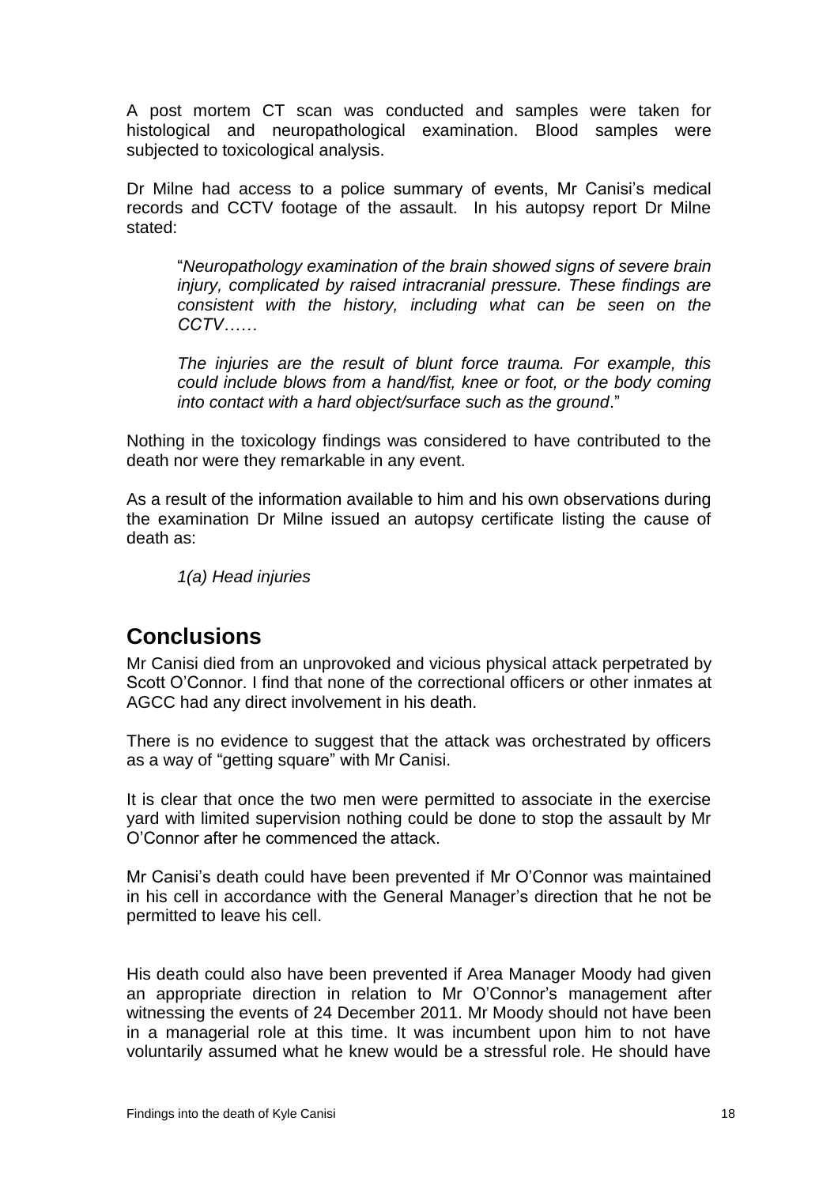A post mortem CT scan was conducted and samples were taken for histological and neuropathological examination. Blood samples were subjected to toxicological analysis.

Dr Milne had access to a police summary of events, Mr Canisi's medical records and CCTV footage of the assault. In his autopsy report Dr Milne stated:

> "*Neuropathology examination of the brain showed signs of severe brain injury, complicated by raised intracranial pressure. These findings are consistent with the history, including what can be seen on the CCTV……*
>
> *The injuries are the result of blunt force trauma. For example, this could include blows from a hand/fist, knee or foot, or the body coming into contact with a hard object/surface such as the ground*."

Nothing in the toxicology findings was considered to have contributed to the death nor were they remarkable in any event.

As a result of the information available to him and his own observations during the examination Dr Milne issued an autopsy certificate listing the cause of death as:

> *1(a) Head injuries*

## Conclusions

Mr Canisi died from an unprovoked and vicious physical attack perpetrated by Scott O'Connor. I find that none of the correctional officers or other inmates at AGCC had any direct involvement in his death.

There is no evidence to suggest that the attack was orchestrated by officers as a way of "getting square" with Mr Canisi.

It is clear that once the two men were permitted to associate in the exercise yard with limited supervision nothing could be done to stop the assault by Mr O'Connor after he commenced the attack.

Mr Canisi's death could have been prevented if Mr O'Connor was maintained in his cell in accordance with the General Manager's direction that he not be permitted to leave his cell.

His death could also have been prevented if Area Manager Moody had given an appropriate direction in relation to Mr O'Connor's management after witnessing the events of 24 December 2011. Mr Moody should not have been in a managerial role at this time. It was incumbent upon him to not have voluntarily assumed what he knew would be a stressful role. He should have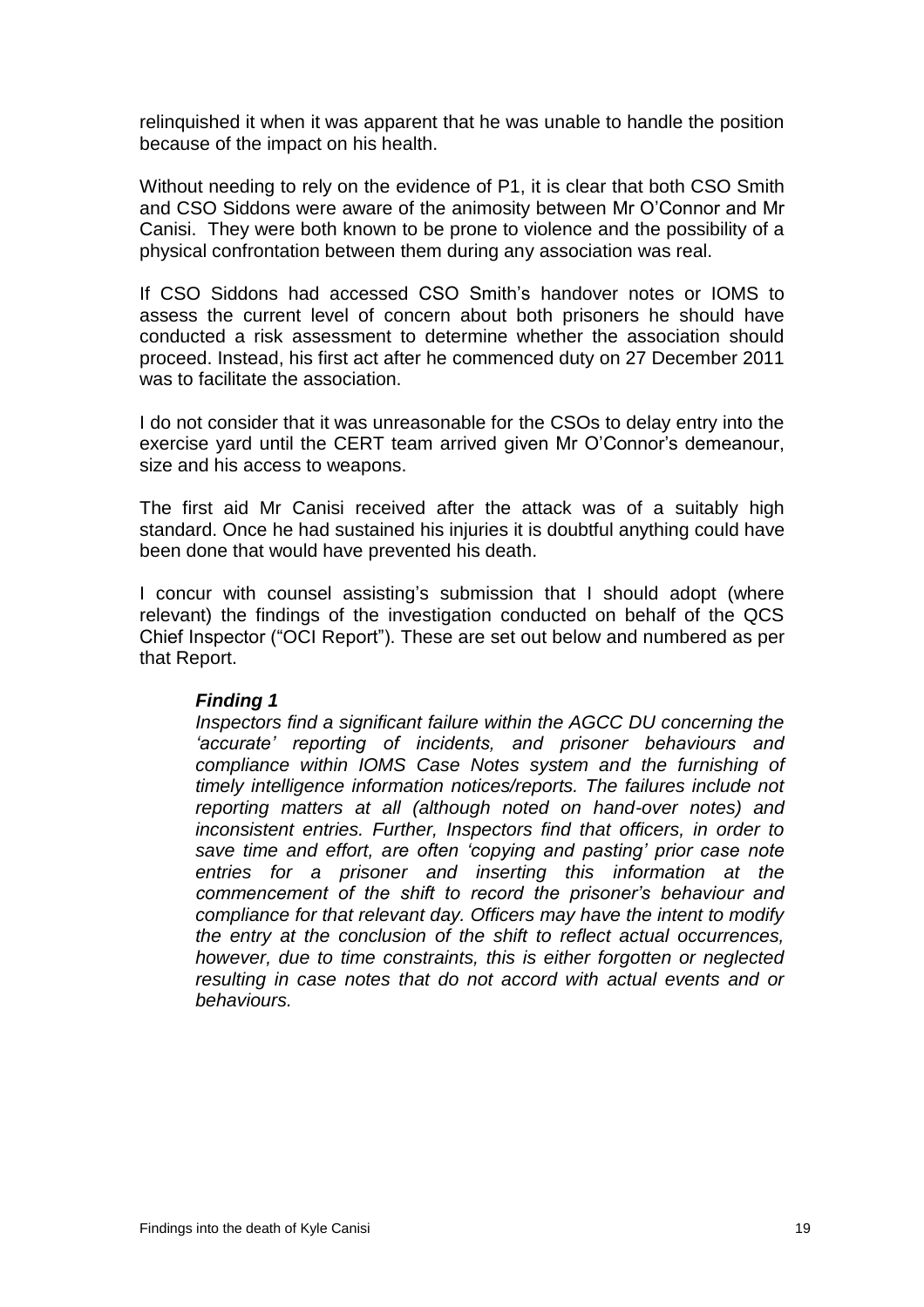relinquished it when it was apparent that he was unable to handle the position because of the impact on his health.

Without needing to rely on the evidence of P1, it is clear that both CSO Smith and CSO Siddons were aware of the animosity between Mr O'Connor and Mr Canisi. They were both known to be prone to violence and the possibility of a physical confrontation between them during any association was real.

If CSO Siddons had accessed CSO Smith's handover notes or IOMS to assess the current level of concern about both prisoners he should have conducted a risk assessment to determine whether the association should proceed. Instead, his first act after he commenced duty on 27 December 2011 was to facilitate the association.

I do not consider that it was unreasonable for the CSOs to delay entry into the exercise yard until the CERT team arrived given Mr O'Connor's demeanour, size and his access to weapons.

The first aid Mr Canisi received after the attack was of a suitably high standard. Once he had sustained his injuries it is doubtful anything could have been done that would have prevented his death.

I concur with counsel assisting's submission that I should adopt (where relevant) the findings of the investigation conducted on behalf of the QCS Chief Inspector ("OCI Report"). These are set out below and numbered as per that Report.

> ***Finding 1***
>
> *Inspectors find a significant failure within the AGCC DU concerning the 'accurate' reporting of incidents, and prisoner behaviours and compliance within IOMS Case Notes system and the furnishing of timely intelligence information notices/reports. The failures include not reporting matters at all (although noted on hand-over notes) and inconsistent entries. Further, Inspectors find that officers, in order to save time and effort, are often 'copying and pasting' prior case note entries for a prisoner and inserting this information at the commencement of the shift to record the prisoner's behaviour and compliance for that relevant day. Officers may have the intent to modify the entry at the conclusion of the shift to reflect actual occurrences, however, due to time constraints, this is either forgotten or neglected resulting in case notes that do not accord with actual events and or behaviours.*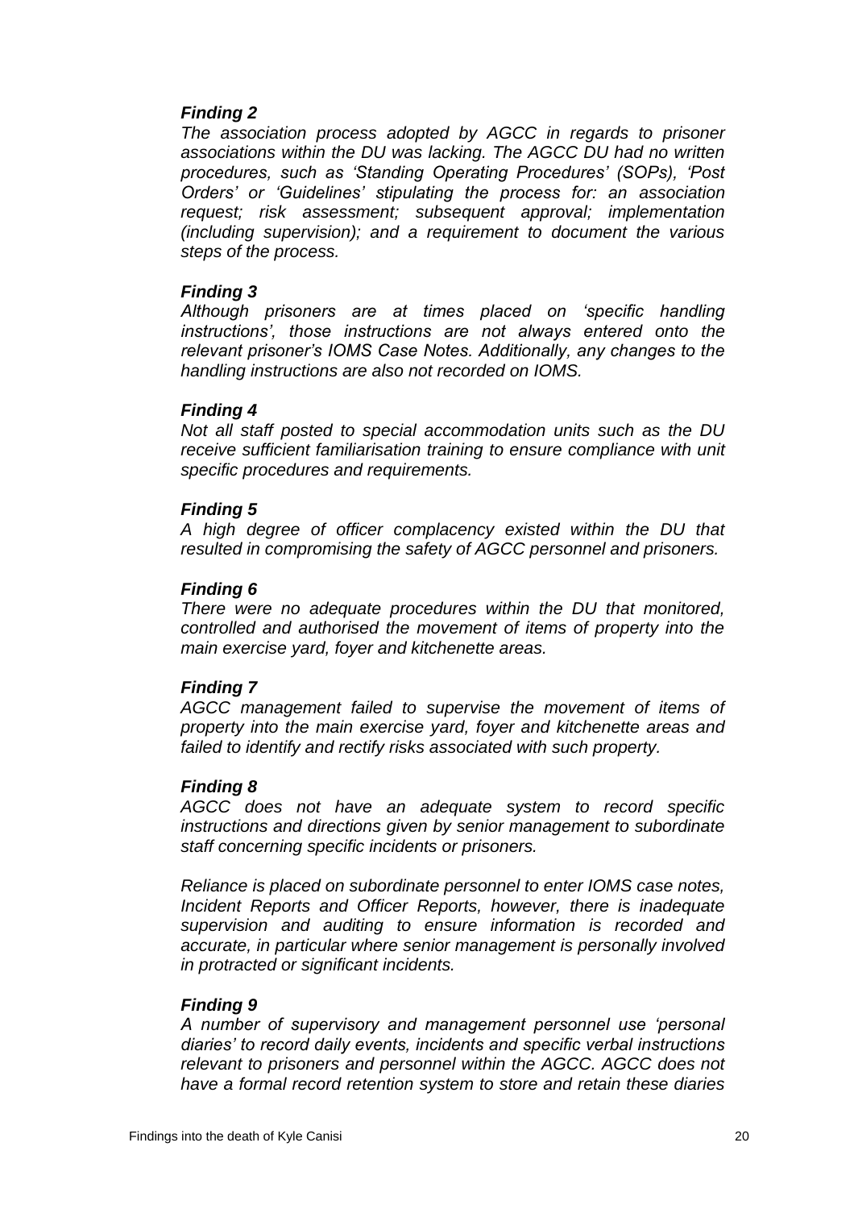***Finding 2***

*The association process adopted by AGCC in regards to prisoner associations within the DU was lacking. The AGCC DU had no written procedures, such as 'Standing Operating Procedures' (SOPs), 'Post Orders' or 'Guidelines' stipulating the process for: an association request; risk assessment; subsequent approval; implementation (including supervision); and a requirement to document the various steps of the process.*

***Finding 3***

*Although prisoners are at times placed on 'specific handling instructions', those instructions are not always entered onto the relevant prisoner's IOMS Case Notes. Additionally, any changes to the handling instructions are also not recorded on IOMS.*

***Finding 4***

*Not all staff posted to special accommodation units such as the DU receive sufficient familiarisation training to ensure compliance with unit specific procedures and requirements.*

***Finding 5***

*A high degree of officer complacency existed within the DU that resulted in compromising the safety of AGCC personnel and prisoners.*

***Finding 6***

*There were no adequate procedures within the DU that monitored, controlled and authorised the movement of items of property into the main exercise yard, foyer and kitchenette areas.*

***Finding 7***

*AGCC management failed to supervise the movement of items of property into the main exercise yard, foyer and kitchenette areas and failed to identify and rectify risks associated with such property.*

***Finding 8***

*AGCC does not have an adequate system to record specific instructions and directions given by senior management to subordinate staff concerning specific incidents or prisoners.*

*Reliance is placed on subordinate personnel to enter IOMS case notes, Incident Reports and Officer Reports, however, there is inadequate supervision and auditing to ensure information is recorded and accurate, in particular where senior management is personally involved in protracted or significant incidents.*

***Finding 9***

*A number of supervisory and management personnel use 'personal diaries' to record daily events, incidents and specific verbal instructions relevant to prisoners and personnel within the AGCC. AGCC does not have a formal record retention system to store and retain these diaries*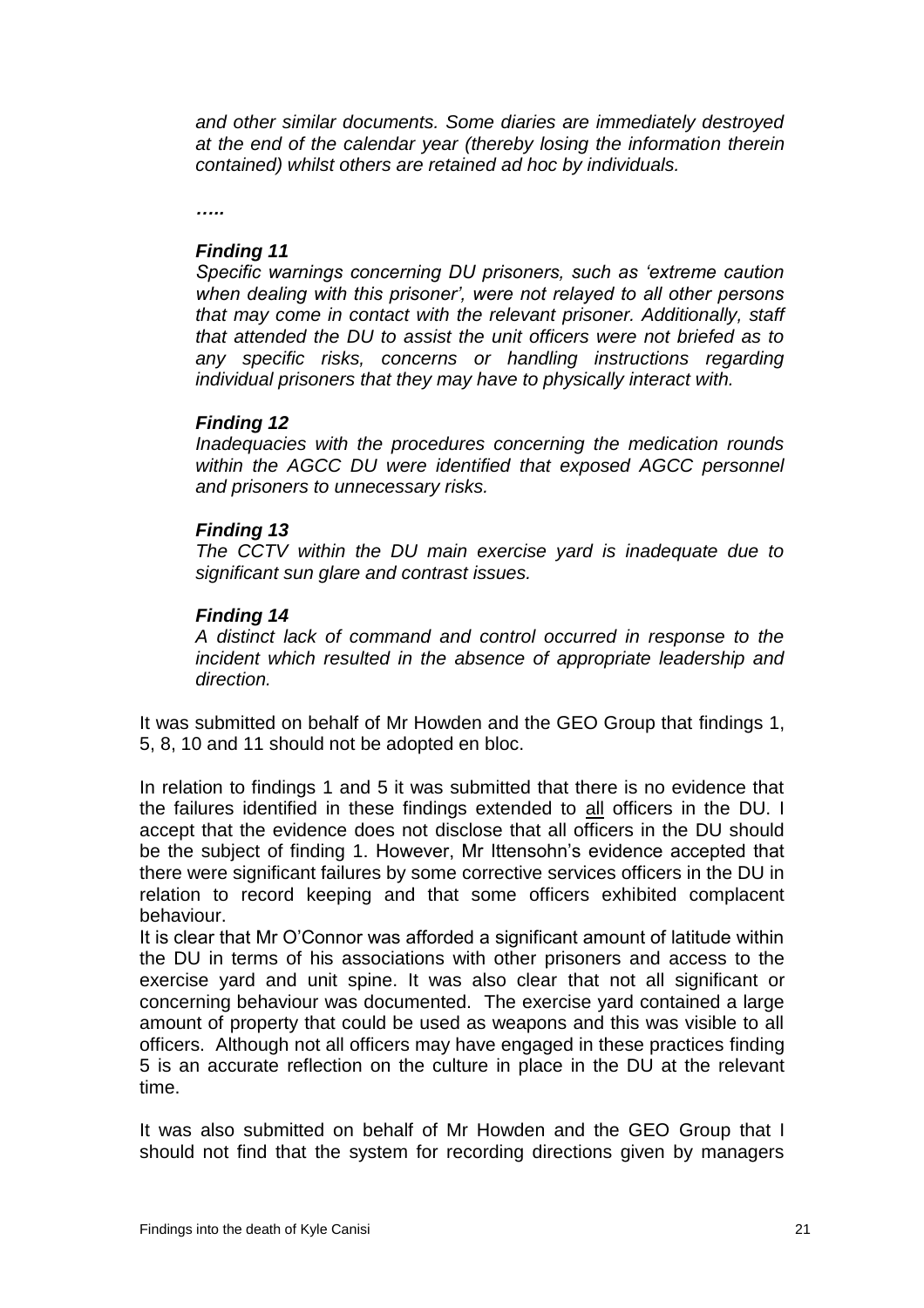*and other similar documents. Some diaries are immediately destroyed at the end of the calendar year (thereby losing the information therein contained) whilst others are retained ad hoc by individuals.*

***…..***

***Finding 11***
*Specific warnings concerning DU prisoners, such as 'extreme caution when dealing with this prisoner', were not relayed to all other persons that may come in contact with the relevant prisoner. Additionally, staff that attended the DU to assist the unit officers were not briefed as to any specific risks, concerns or handling instructions regarding individual prisoners that they may have to physically interact with.*

***Finding 12***
*Inadequacies with the procedures concerning the medication rounds within the AGCC DU were identified that exposed AGCC personnel and prisoners to unnecessary risks.*

***Finding 13***
*The CCTV within the DU main exercise yard is inadequate due to significant sun glare and contrast issues.*

***Finding 14***
*A distinct lack of command and control occurred in response to the incident which resulted in the absence of appropriate leadership and direction.*

It was submitted on behalf of Mr Howden and the GEO Group that findings 1, 5, 8, 10 and 11 should not be adopted en bloc.

In relation to findings 1 and 5 it was submitted that there is no evidence that the failures identified in these findings extended to <u>all</u> officers in the DU. I accept that the evidence does not disclose that all officers in the DU should be the subject of finding 1. However, Mr Ittensohn's evidence accepted that there were significant failures by some corrective services officers in the DU in relation to record keeping and that some officers exhibited complacent behaviour.

It is clear that Mr O'Connor was afforded a significant amount of latitude within the DU in terms of his associations with other prisoners and access to the exercise yard and unit spine. It was also clear that not all significant or concerning behaviour was documented. The exercise yard contained a large amount of property that could be used as weapons and this was visible to all officers. Although not all officers may have engaged in these practices finding 5 is an accurate reflection on the culture in place in the DU at the relevant time.

It was also submitted on behalf of Mr Howden and the GEO Group that I should not find that the system for recording directions given by managers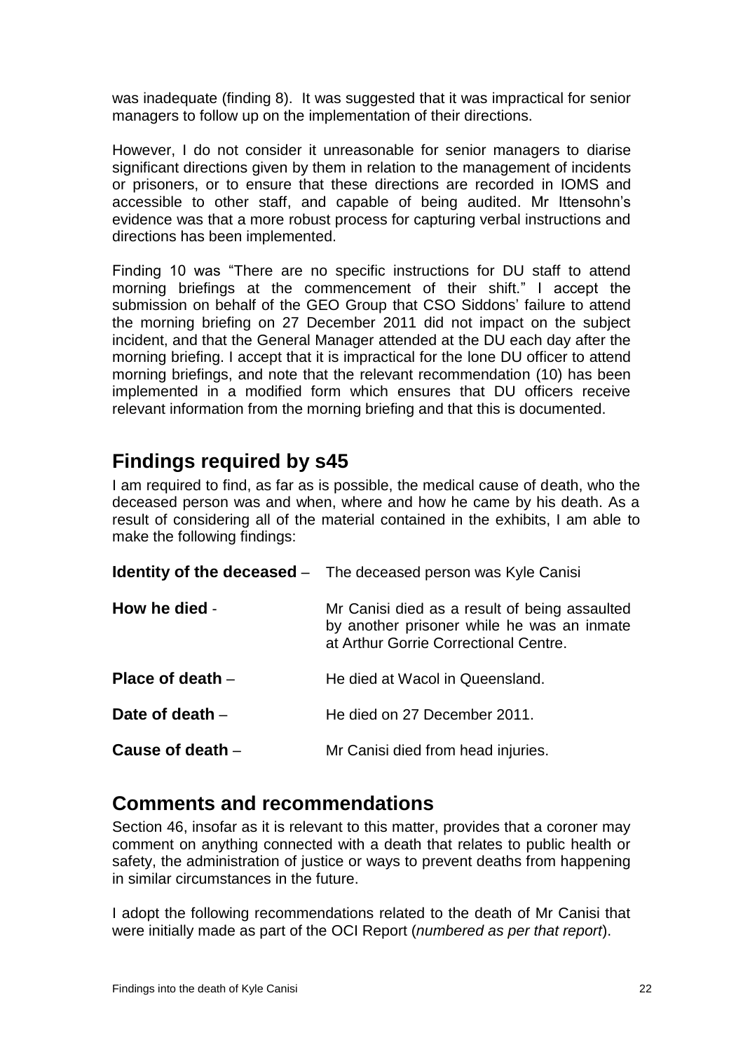was inadequate (finding 8). It was suggested that it was impractical for senior managers to follow up on the implementation of their directions.

However, I do not consider it unreasonable for senior managers to diarise significant directions given by them in relation to the management of incidents or prisoners, or to ensure that these directions are recorded in IOMS and accessible to other staff, and capable of being audited. Mr Ittensohn's evidence was that a more robust process for capturing verbal instructions and directions has been implemented.

Finding 10 was "There are no specific instructions for DU staff to attend morning briefings at the commencement of their shift." I accept the submission on behalf of the GEO Group that CSO Siddons' failure to attend the morning briefing on 27 December 2011 did not impact on the subject incident, and that the General Manager attended at the DU each day after the morning briefing. I accept that it is impractical for the lone DU officer to attend morning briefings, and note that the relevant recommendation (10) has been implemented in a modified form which ensures that DU officers receive relevant information from the morning briefing and that this is documented.

## Findings required by s45

I am required to find, as far as is possible, the medical cause of death, who the deceased person was and when, where and how he came by his death. As a result of considering all of the material contained in the exhibits, I am able to make the following findings:

**Identity of the deceased** – The deceased person was Kyle Canisi

**How he died** - Mr Canisi died as a result of being assaulted by another prisoner while he was an inmate at Arthur Gorrie Correctional Centre.

**Place of death** – He died at Wacol in Queensland.

**Date of death** – He died on 27 December 2011.

**Cause of death** – Mr Canisi died from head injuries.

## Comments and recommendations

Section 46, insofar as it is relevant to this matter, provides that a coroner may comment on anything connected with a death that relates to public health or safety, the administration of justice or ways to prevent deaths from happening in similar circumstances in the future.

I adopt the following recommendations related to the death of Mr Canisi that were initially made as part of the OCI Report (*numbered as per that report*).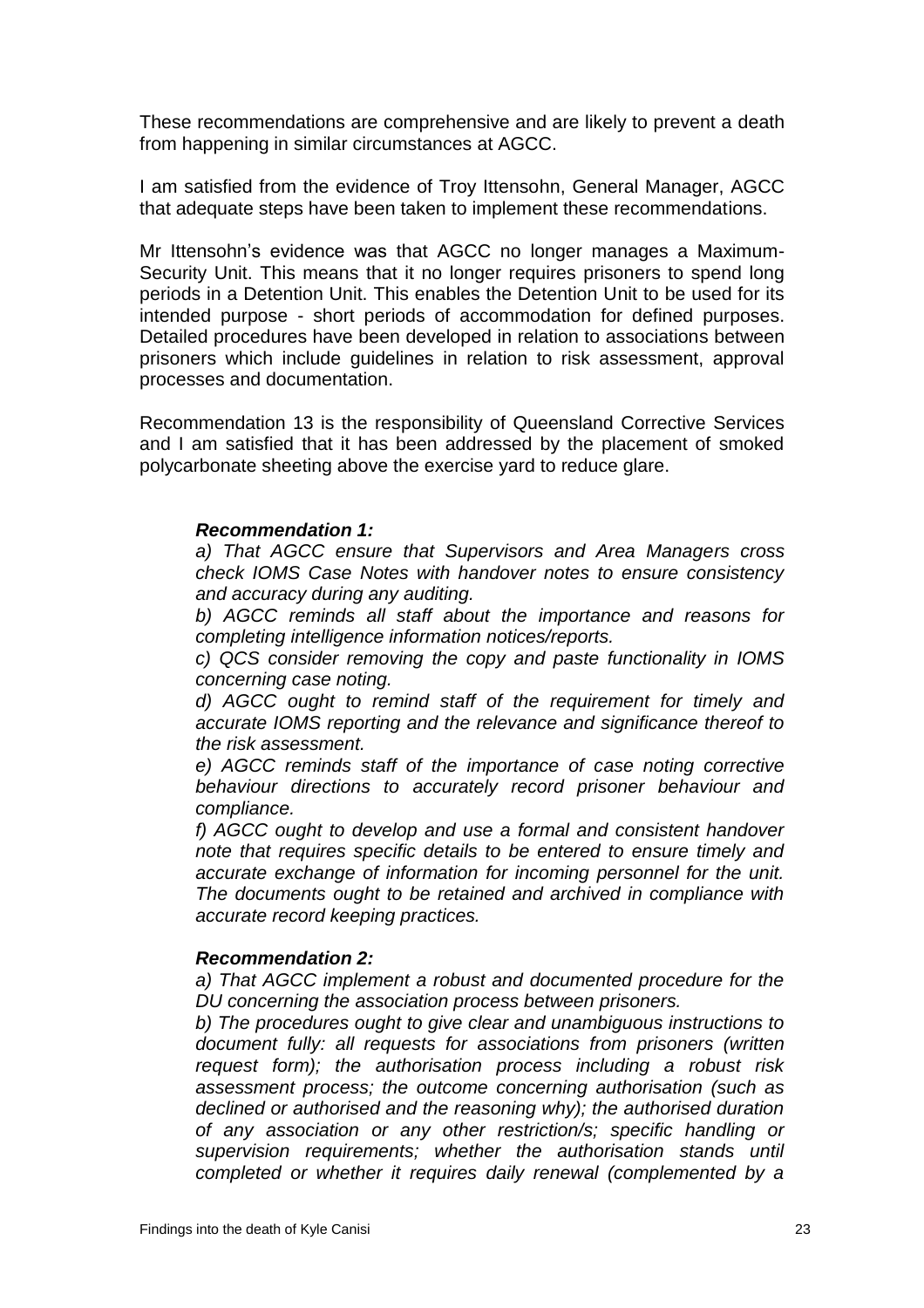These recommendations are comprehensive and are likely to prevent a death from happening in similar circumstances at AGCC.

I am satisfied from the evidence of Troy Ittensohn, General Manager, AGCC that adequate steps have been taken to implement these recommendations.

Mr Ittensohn's evidence was that AGCC no longer manages a Maximum-Security Unit. This means that it no longer requires prisoners to spend long periods in a Detention Unit. This enables the Detention Unit to be used for its intended purpose - short periods of accommodation for defined purposes. Detailed procedures have been developed in relation to associations between prisoners which include guidelines in relation to risk assessment, approval processes and documentation.

Recommendation 13 is the responsibility of Queensland Corrective Services and I am satisfied that it has been addressed by the placement of smoked polycarbonate sheeting above the exercise yard to reduce glare.

> ***Recommendation 1:***
>
> *a) That AGCC ensure that Supervisors and Area Managers cross check IOMS Case Notes with handover notes to ensure consistency and accuracy during any auditing.*
>
> *b) AGCC reminds all staff about the importance and reasons for completing intelligence information notices/reports.*
>
> *c) QCS consider removing the copy and paste functionality in IOMS concerning case noting.*
>
> *d) AGCC ought to remind staff of the requirement for timely and accurate IOMS reporting and the relevance and significance thereof to the risk assessment.*
>
> *e) AGCC reminds staff of the importance of case noting corrective behaviour directions to accurately record prisoner behaviour and compliance.*
>
> *f) AGCC ought to develop and use a formal and consistent handover note that requires specific details to be entered to ensure timely and accurate exchange of information for incoming personnel for the unit. The documents ought to be retained and archived in compliance with accurate record keeping practices.*
>
> ***Recommendation 2:***
>
> *a) That AGCC implement a robust and documented procedure for the DU concerning the association process between prisoners.*
>
> *b) The procedures ought to give clear and unambiguous instructions to document fully: all requests for associations from prisoners (written request form); the authorisation process including a robust risk assessment process; the outcome concerning authorisation (such as declined or authorised and the reasoning why); the authorised duration of any association or any other restriction/s; specific handling or supervision requirements; whether the authorisation stands until completed or whether it requires daily renewal (complemented by a*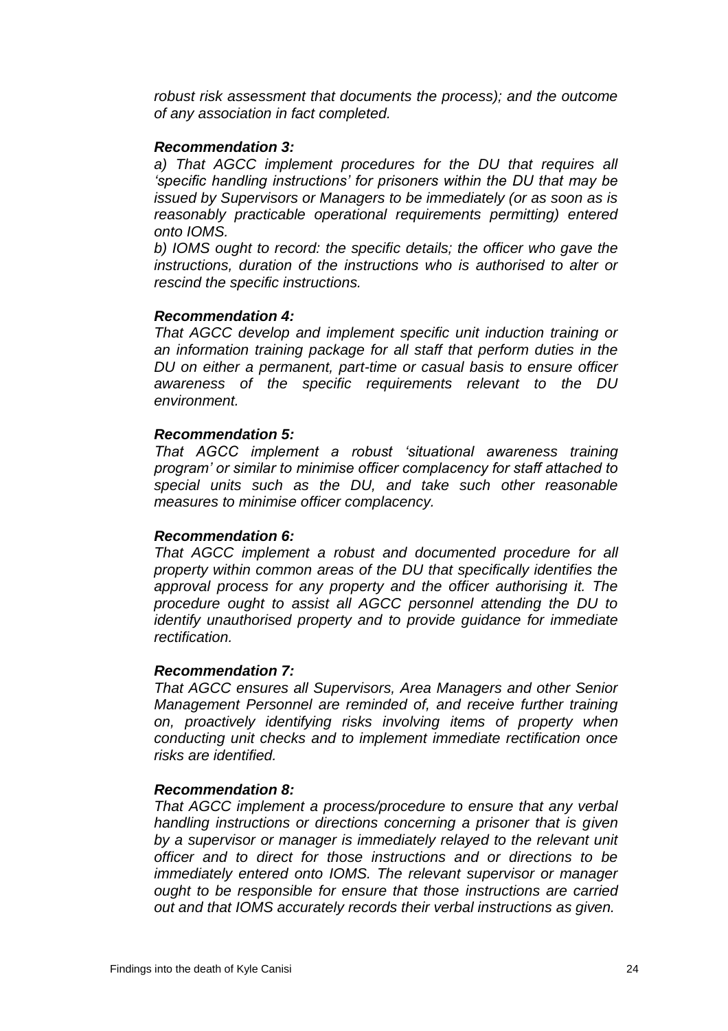*robust risk assessment that documents the process); and the outcome of any association in fact completed.*

***Recommendation 3:***

*a) That AGCC implement procedures for the DU that requires all 'specific handling instructions' for prisoners within the DU that may be issued by Supervisors or Managers to be immediately (or as soon as is reasonably practicable operational requirements permitting) entered onto IOMS.*

*b) IOMS ought to record: the specific details; the officer who gave the instructions, duration of the instructions who is authorised to alter or rescind the specific instructions.*

***Recommendation 4:***

*That AGCC develop and implement specific unit induction training or an information training package for all staff that perform duties in the DU on either a permanent, part-time or casual basis to ensure officer awareness of the specific requirements relevant to the DU environment.*

***Recommendation 5:***

*That AGCC implement a robust 'situational awareness training program' or similar to minimise officer complacency for staff attached to special units such as the DU, and take such other reasonable measures to minimise officer complacency.*

***Recommendation 6:***

*That AGCC implement a robust and documented procedure for all property within common areas of the DU that specifically identifies the approval process for any property and the officer authorising it. The procedure ought to assist all AGCC personnel attending the DU to identify unauthorised property and to provide guidance for immediate rectification.*

***Recommendation 7:***

*That AGCC ensures all Supervisors, Area Managers and other Senior Management Personnel are reminded of, and receive further training on, proactively identifying risks involving items of property when conducting unit checks and to implement immediate rectification once risks are identified.*

***Recommendation 8:***

*That AGCC implement a process/procedure to ensure that any verbal handling instructions or directions concerning a prisoner that is given by a supervisor or manager is immediately relayed to the relevant unit officer and to direct for those instructions and or directions to be immediately entered onto IOMS. The relevant supervisor or manager ought to be responsible for ensure that those instructions are carried out and that IOMS accurately records their verbal instructions as given.*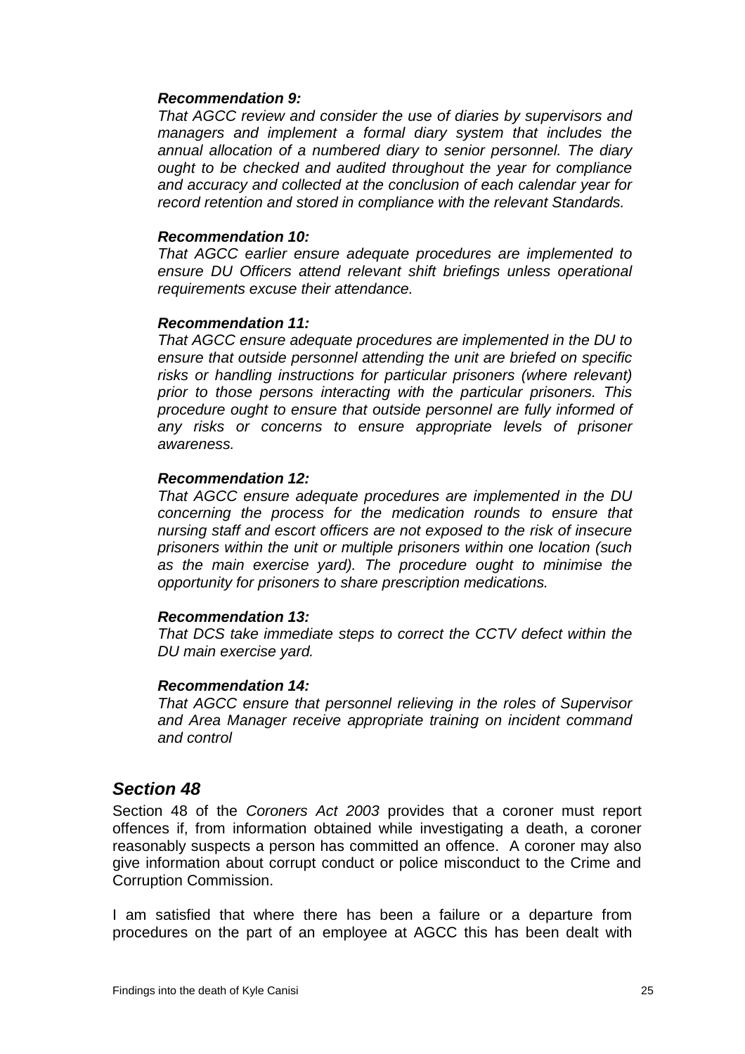***Recommendation 9:***

*That AGCC review and consider the use of diaries by supervisors and managers and implement a formal diary system that includes the annual allocation of a numbered diary to senior personnel. The diary ought to be checked and audited throughout the year for compliance and accuracy and collected at the conclusion of each calendar year for record retention and stored in compliance with the relevant Standards.*

***Recommendation 10:***

*That AGCC earlier ensure adequate procedures are implemented to ensure DU Officers attend relevant shift briefings unless operational requirements excuse their attendance.*

***Recommendation 11:***

*That AGCC ensure adequate procedures are implemented in the DU to ensure that outside personnel attending the unit are briefed on specific risks or handling instructions for particular prisoners (where relevant) prior to those persons interacting with the particular prisoners. This procedure ought to ensure that outside personnel are fully informed of any risks or concerns to ensure appropriate levels of prisoner awareness.*

***Recommendation 12:***

*That AGCC ensure adequate procedures are implemented in the DU concerning the process for the medication rounds to ensure that nursing staff and escort officers are not exposed to the risk of insecure prisoners within the unit or multiple prisoners within one location (such as the main exercise yard). The procedure ought to minimise the opportunity for prisoners to share prescription medications.*

***Recommendation 13:***

*That DCS take immediate steps to correct the CCTV defect within the DU main exercise yard.*

***Recommendation 14:***

*That AGCC ensure that personnel relieving in the roles of Supervisor and Area Manager receive appropriate training on incident command and control*

## *Section 48*

Section 48 of the *Coroners Act 2003* provides that a coroner must report offences if, from information obtained while investigating a death, a coroner reasonably suspects a person has committed an offence. A coroner may also give information about corrupt conduct or police misconduct to the Crime and Corruption Commission.

I am satisfied that where there has been a failure or a departure from procedures on the part of an employee at AGCC this has been dealt with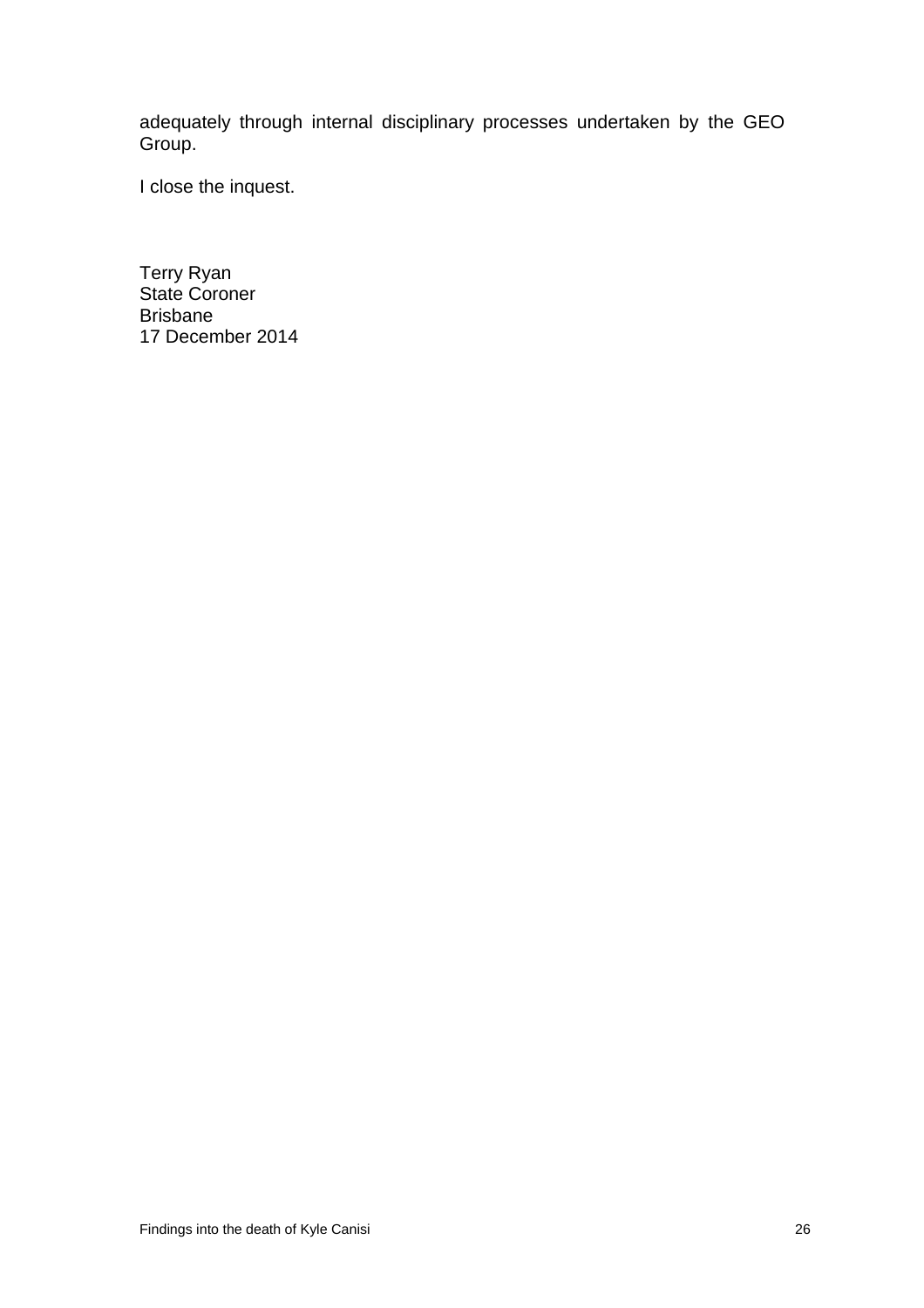adequately through internal disciplinary processes undertaken by the GEO Group.

I close the inquest.

Terry Ryan
State Coroner
Brisbane
17 December 2014